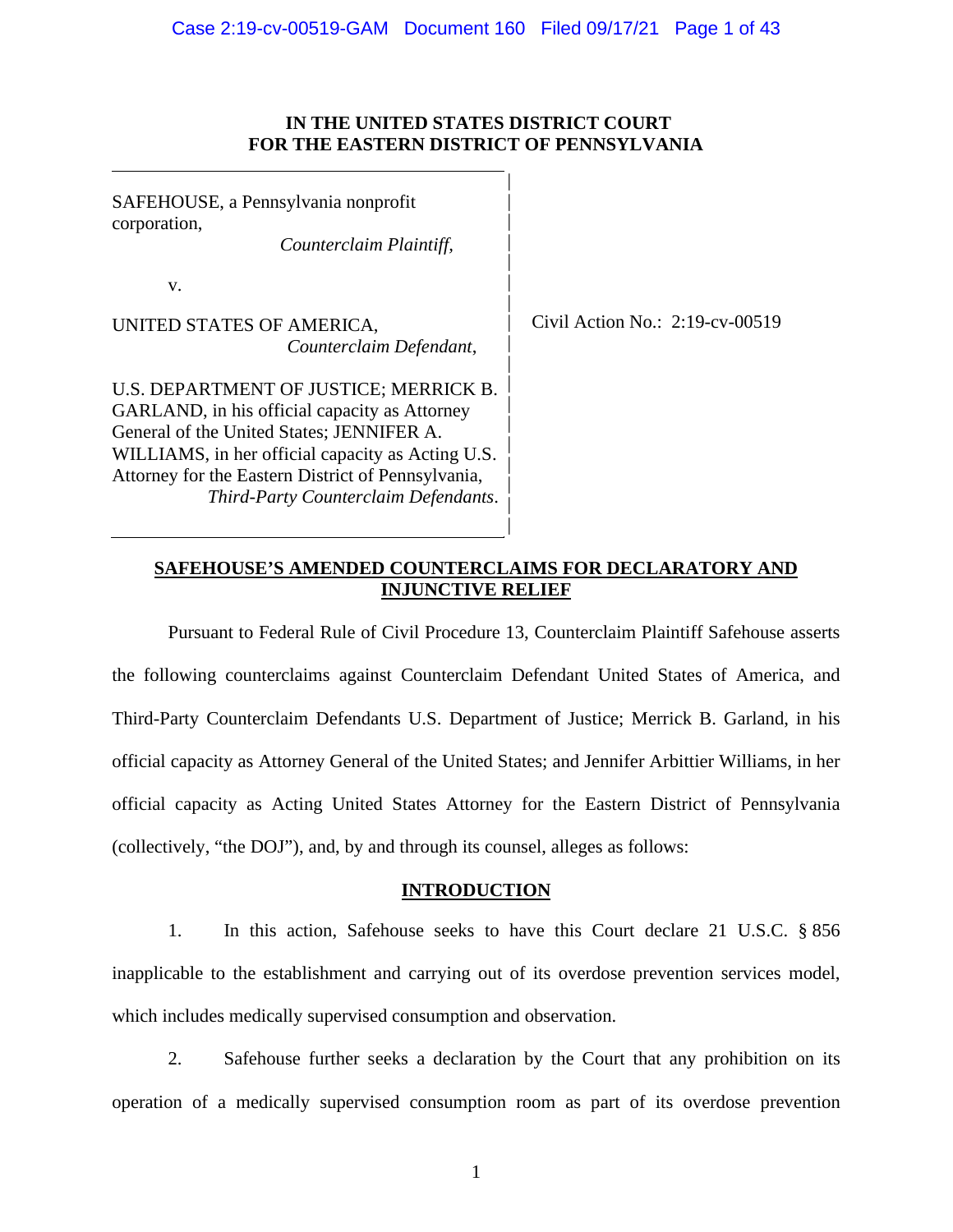**IN THE UNITED STATES DISTRICT COURT**
**FOR THE EASTERN DISTRICT OF PENNSYLVANIA**

| | |
|---|---|
| SAFEHOUSE, a Pennsylvania nonprofit corporation,<br>*Counterclaim Plaintiff*,<br><br>v.<br><br>UNITED STATES OF AMERICA,<br>*Counterclaim Defendant*,<br><br>U.S. DEPARTMENT OF JUSTICE; MERRICK B. GARLAND, in his official capacity as Attorney General of the United States; JENNIFER A. WILLIAMS, in her official capacity as Acting U.S. Attorney for the Eastern District of Pennsylvania,<br>*Third-Party Counterclaim Defendants*. | Civil Action No.: 2:19-cv-00519 |

**SAFEHOUSE'S AMENDED COUNTERCLAIMS FOR DECLARATORY AND INJUNCTIVE RELIEF**

Pursuant to Federal Rule of Civil Procedure 13, Counterclaim Plaintiff Safehouse asserts the following counterclaims against Counterclaim Defendant United States of America, and Third-Party Counterclaim Defendants U.S. Department of Justice; Merrick B. Garland, in his official capacity as Attorney General of the United States; and Jennifer Arbittier Williams, in her official capacity as Acting United States Attorney for the Eastern District of Pennsylvania (collectively, "the DOJ"), and, by and through its counsel, alleges as follows:

**INTRODUCTION**

1. In this action, Safehouse seeks to have this Court declare 21 U.S.C. § 856 inapplicable to the establishment and carrying out of its overdose prevention services model, which includes medically supervised consumption and observation.

2. Safehouse further seeks a declaration by the Court that any prohibition on its operation of a medically supervised consumption room as part of its overdose prevention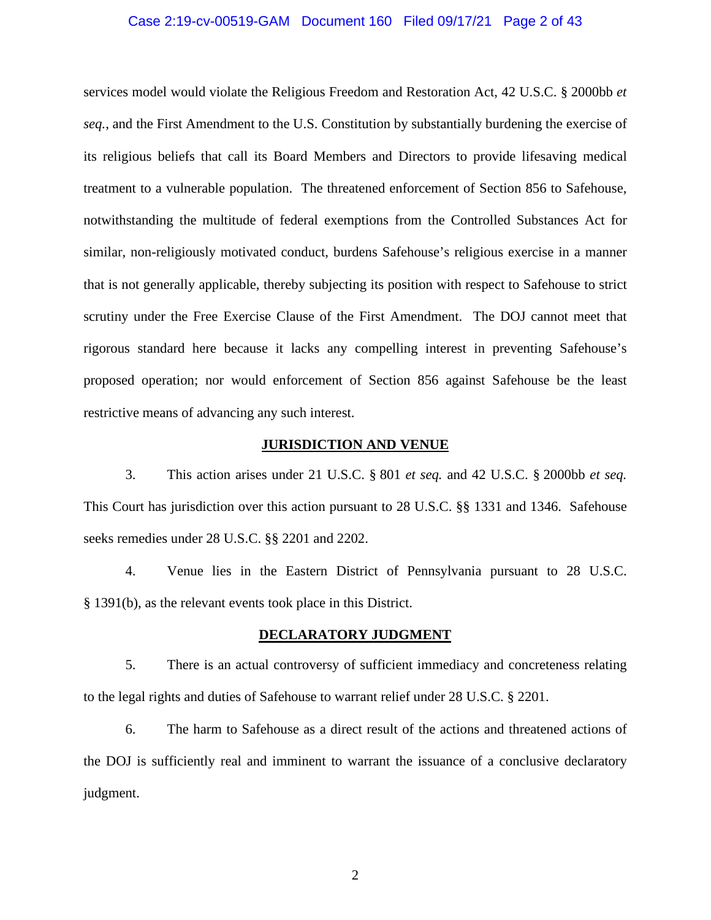services model would violate the Religious Freedom and Restoration Act, 42 U.S.C. § 2000bb *et seq.*, and the First Amendment to the U.S. Constitution by substantially burdening the exercise of its religious beliefs that call its Board Members and Directors to provide lifesaving medical treatment to a vulnerable population. The threatened enforcement of Section 856 to Safehouse, notwithstanding the multitude of federal exemptions from the Controlled Substances Act for similar, non-religiously motivated conduct, burdens Safehouse's religious exercise in a manner that is not generally applicable, thereby subjecting its position with respect to Safehouse to strict scrutiny under the Free Exercise Clause of the First Amendment. The DOJ cannot meet that rigorous standard here because it lacks any compelling interest in preventing Safehouse's proposed operation; nor would enforcement of Section 856 against Safehouse be the least restrictive means of advancing any such interest.

## JURISDICTION AND VENUE

3. This action arises under 21 U.S.C. § 801 *et seq.* and 42 U.S.C. § 2000bb *et seq.* This Court has jurisdiction over this action pursuant to 28 U.S.C. §§ 1331 and 1346. Safehouse seeks remedies under 28 U.S.C. §§ 2201 and 2202.

4. Venue lies in the Eastern District of Pennsylvania pursuant to 28 U.S.C. § 1391(b), as the relevant events took place in this District.

## DECLARATORY JUDGMENT

5. There is an actual controversy of sufficient immediacy and concreteness relating to the legal rights and duties of Safehouse to warrant relief under 28 U.S.C. § 2201.

6. The harm to Safehouse as a direct result of the actions and threatened actions of the DOJ is sufficiently real and imminent to warrant the issuance of a conclusive declaratory judgment.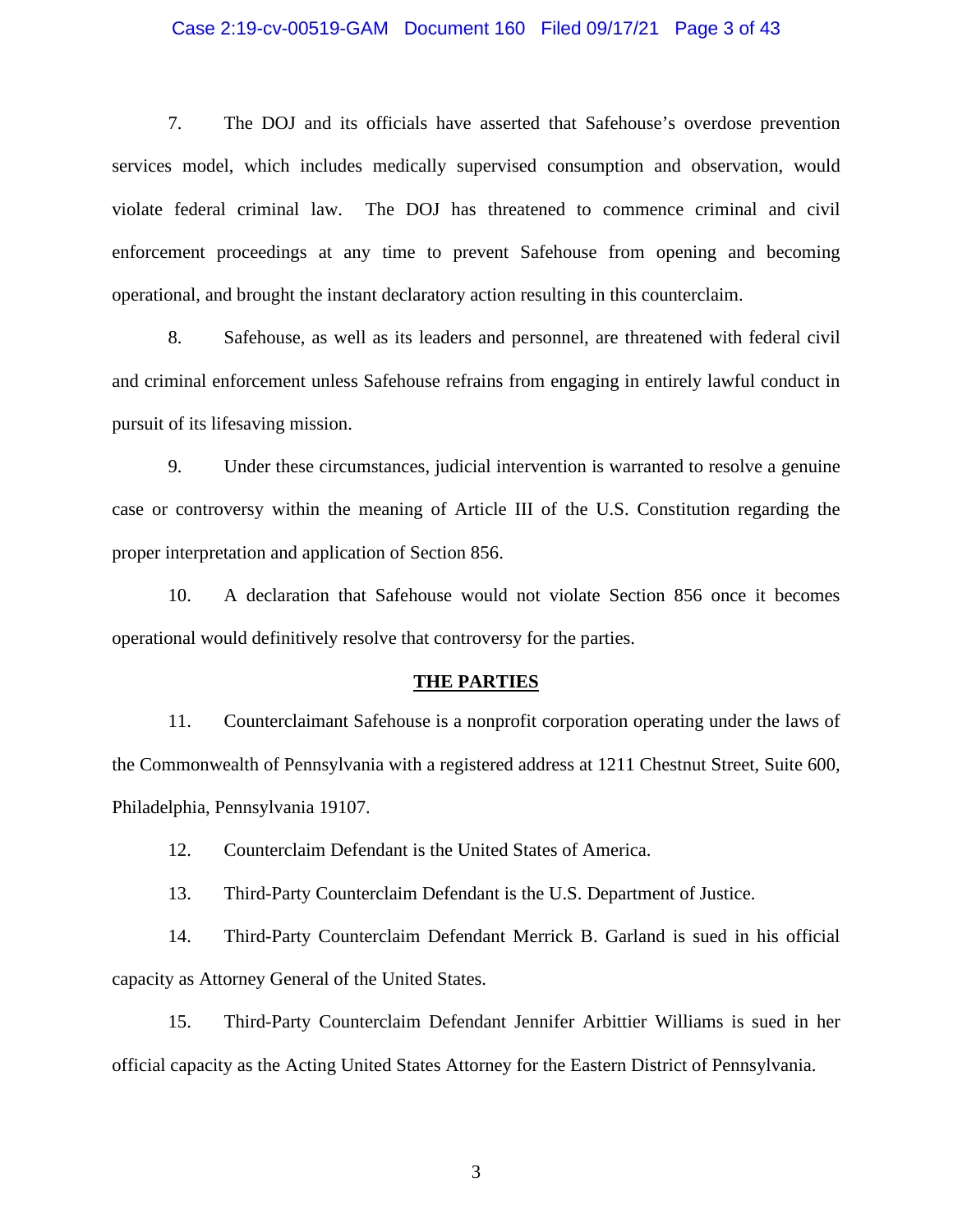7. The DOJ and its officials have asserted that Safehouse's overdose prevention services model, which includes medically supervised consumption and observation, would violate federal criminal law. The DOJ has threatened to commence criminal and civil enforcement proceedings at any time to prevent Safehouse from opening and becoming operational, and brought the instant declaratory action resulting in this counterclaim.

8. Safehouse, as well as its leaders and personnel, are threatened with federal civil and criminal enforcement unless Safehouse refrains from engaging in entirely lawful conduct in pursuit of its lifesaving mission.

9. Under these circumstances, judicial intervention is warranted to resolve a genuine case or controversy within the meaning of Article III of the U.S. Constitution regarding the proper interpretation and application of Section 856.

10. A declaration that Safehouse would not violate Section 856 once it becomes operational would definitively resolve that controversy for the parties.

## THE PARTIES

11. Counterclaimant Safehouse is a nonprofit corporation operating under the laws of the Commonwealth of Pennsylvania with a registered address at 1211 Chestnut Street, Suite 600, Philadelphia, Pennsylvania 19107.

12. Counterclaim Defendant is the United States of America.

13. Third-Party Counterclaim Defendant is the U.S. Department of Justice.

14. Third-Party Counterclaim Defendant Merrick B. Garland is sued in his official capacity as Attorney General of the United States.

15. Third-Party Counterclaim Defendant Jennifer Arbittier Williams is sued in her official capacity as the Acting United States Attorney for the Eastern District of Pennsylvania.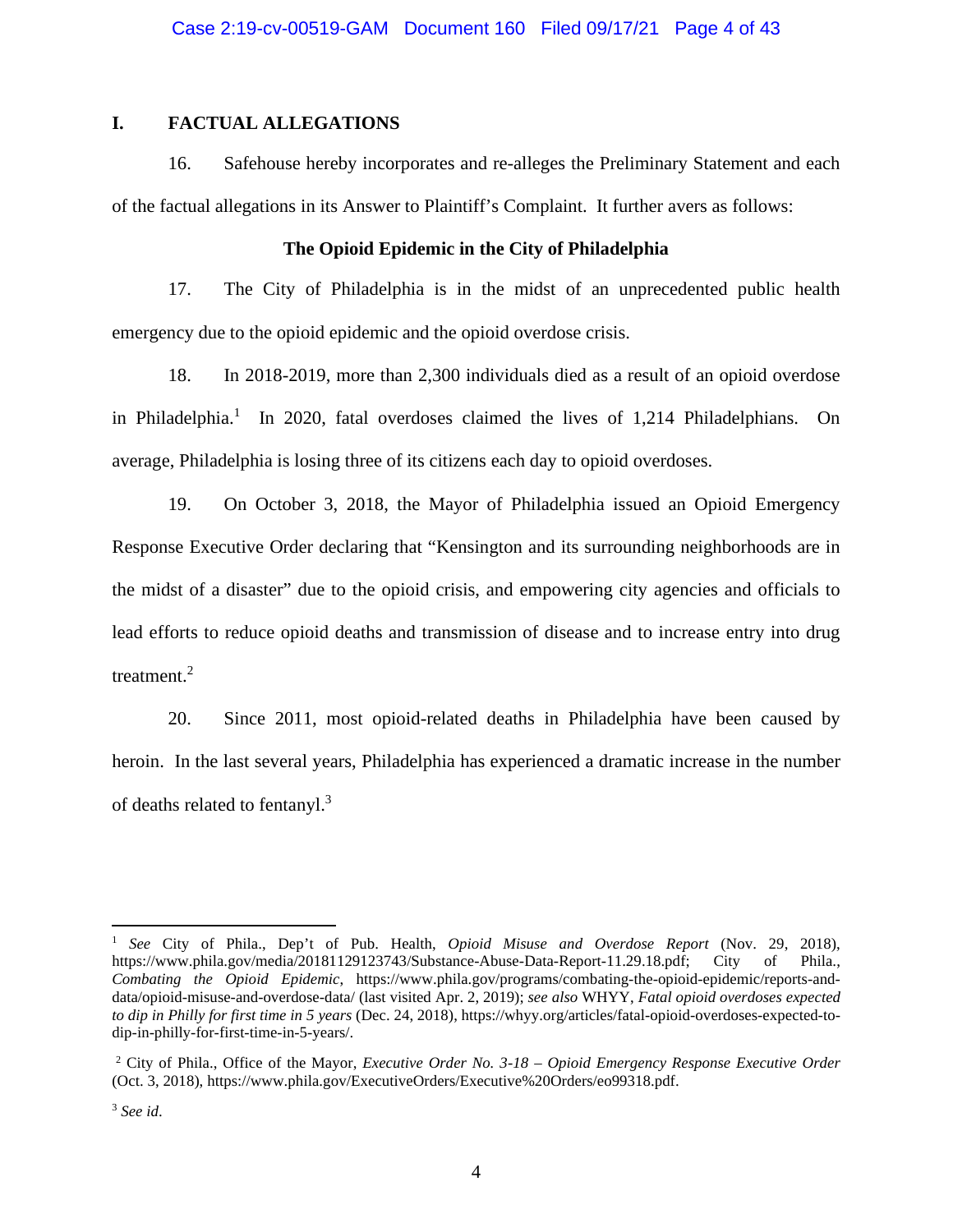## I. FACTUAL ALLEGATIONS

16. Safehouse hereby incorporates and re-alleges the Preliminary Statement and each of the factual allegations in its Answer to Plaintiff's Complaint. It further avers as follows:

### The Opioid Epidemic in the City of Philadelphia

17. The City of Philadelphia is in the midst of an unprecedented public health emergency due to the opioid epidemic and the opioid overdose crisis.

18. In 2018-2019, more than 2,300 individuals died as a result of an opioid overdose in Philadelphia.[1] In 2020, fatal overdoses claimed the lives of 1,214 Philadelphians. On average, Philadelphia is losing three of its citizens each day to opioid overdoses.

19. On October 3, 2018, the Mayor of Philadelphia issued an Opioid Emergency Response Executive Order declaring that "Kensington and its surrounding neighborhoods are in the midst of a disaster" due to the opioid crisis, and empowering city agencies and officials to lead efforts to reduce opioid deaths and transmission of disease and to increase entry into drug treatment.[2]

20. Since 2011, most opioid-related deaths in Philadelphia have been caused by heroin. In the last several years, Philadelphia has experienced a dramatic increase in the number of deaths related to fentanyl.[3]

---

[1] *See* City of Phila., Dep't of Pub. Health, *Opioid Misuse and Overdose Report* (Nov. 29, 2018), https://www.phila.gov/media/20181129123743/Substance-Abuse-Data-Report-11.29.18.pdf; City of Phila., *Combating the Opioid Epidemic*, https://www.phila.gov/programs/combating-the-opioid-epidemic/reports-and-data/opioid-misuse-and-overdose-data/ (last visited Apr. 2, 2019); *see also* WHYY, *Fatal opioid overdoses expected to dip in Philly for first time in 5 years* (Dec. 24, 2018), https://whyy.org/articles/fatal-opioid-overdoses-expected-to-dip-in-philly-for-first-time-in-5-years/.

[2] City of Phila., Office of the Mayor, *Executive Order No. 3-18 – Opioid Emergency Response Executive Order* (Oct. 3, 2018), https://www.phila.gov/ExecutiveOrders/Executive%20Orders/eo99318.pdf.

[3] *See id*.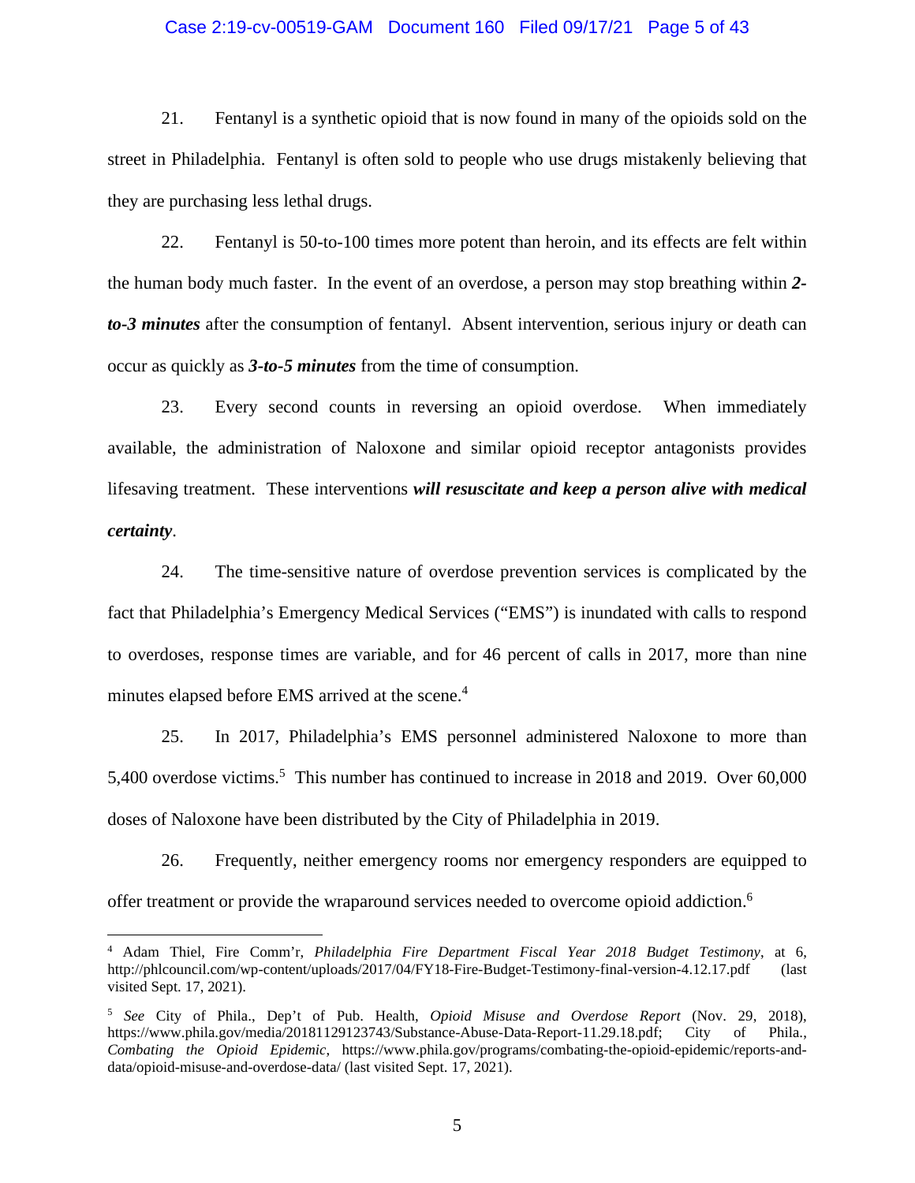21. Fentanyl is a synthetic opioid that is now found in many of the opioids sold on the street in Philadelphia. Fentanyl is often sold to people who use drugs mistakenly believing that they are purchasing less lethal drugs.

22. Fentanyl is 50-to-100 times more potent than heroin, and its effects are felt within the human body much faster. In the event of an overdose, a person may stop breathing within ***2-to-3 minutes*** after the consumption of fentanyl. Absent intervention, serious injury or death can occur as quickly as ***3-to-5 minutes*** from the time of consumption.

23. Every second counts in reversing an opioid overdose. When immediately available, the administration of Naloxone and similar opioid receptor antagonists provides lifesaving treatment. These interventions ***will resuscitate and keep a person alive with medical certainty***.

24. The time-sensitive nature of overdose prevention services is complicated by the fact that Philadelphia's Emergency Medical Services ("EMS") is inundated with calls to respond to overdoses, response times are variable, and for 46 percent of calls in 2017, more than nine minutes elapsed before EMS arrived at the scene.[4]

25. In 2017, Philadelphia's EMS personnel administered Naloxone to more than 5,400 overdose victims.[5] This number has continued to increase in 2018 and 2019. Over 60,000 doses of Naloxone have been distributed by the City of Philadelphia in 2019.

26. Frequently, neither emergency rooms nor emergency responders are equipped to offer treatment or provide the wraparound services needed to overcome opioid addiction.[6]

---

[4] Adam Thiel, Fire Comm'r, *Philadelphia Fire Department Fiscal Year 2018 Budget Testimony*, at 6, http://phlcouncil.com/wp-content/uploads/2017/04/FY18-Fire-Budget-Testimony-final-version-4.12.17.pdf (last visited Sept. 17, 2021).

[5] *See* City of Phila., Dep't of Pub. Health, *Opioid Misuse and Overdose Report* (Nov. 29, 2018), https://www.phila.gov/media/20181129123743/Substance-Abuse-Data-Report-11.29.18.pdf; City of Phila., *Combating the Opioid Epidemic*, https://www.phila.gov/programs/combating-the-opioid-epidemic/reports-and-data/opioid-misuse-and-overdose-data/ (last visited Sept. 17, 2021).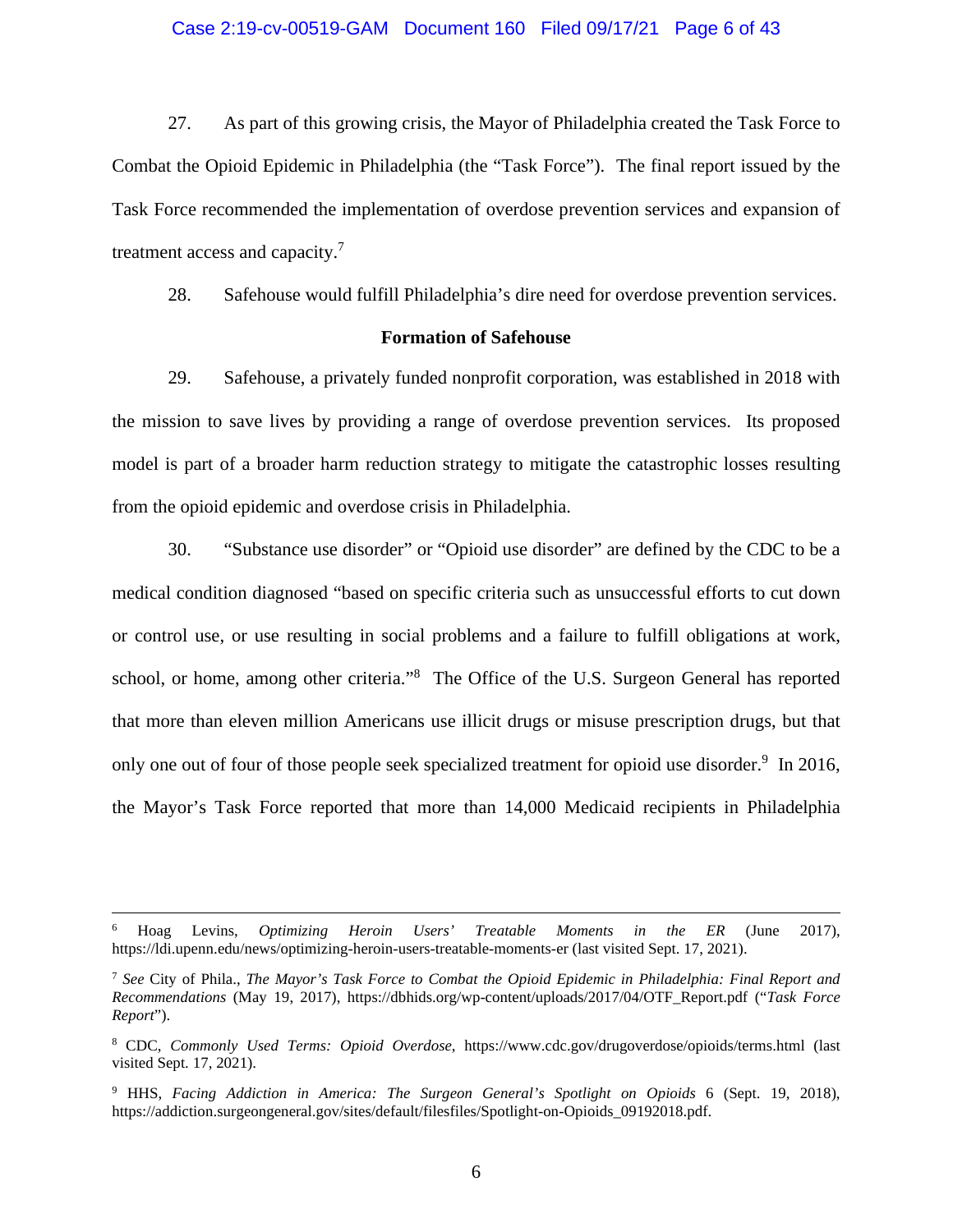27. As part of this growing crisis, the Mayor of Philadelphia created the Task Force to Combat the Opioid Epidemic in Philadelphia (the "Task Force"). The final report issued by the Task Force recommended the implementation of overdose prevention services and expansion of treatment access and capacity.[7]

28. Safehouse would fulfill Philadelphia's dire need for overdose prevention services.

**Formation of Safehouse**

29. Safehouse, a privately funded nonprofit corporation, was established in 2018 with the mission to save lives by providing a range of overdose prevention services. Its proposed model is part of a broader harm reduction strategy to mitigate the catastrophic losses resulting from the opioid epidemic and overdose crisis in Philadelphia.

30. "Substance use disorder" or "Opioid use disorder" are defined by the CDC to be a medical condition diagnosed "based on specific criteria such as unsuccessful efforts to cut down or control use, or use resulting in social problems and a failure to fulfill obligations at work, school, or home, among other criteria."[8] The Office of the U.S. Surgeon General has reported that more than eleven million Americans use illicit drugs or misuse prescription drugs, but that only one out of four of those people seek specialized treatment for opioid use disorder.[9] In 2016, the Mayor's Task Force reported that more than 14,000 Medicaid recipients in Philadelphia

---

[6] Hoag Levins, *Optimizing Heroin Users' Treatable Moments in the ER* (June 2017), https://ldi.upenn.edu/news/optimizing-heroin-users-treatable-moments-er (last visited Sept. 17, 2021).

[7] *See* City of Phila., *The Mayor's Task Force to Combat the Opioid Epidemic in Philadelphia: Final Report and Recommendations* (May 19, 2017), https://dbhids.org/wp-content/uploads/2017/04/OTF_Report.pdf ("*Task Force Report*").

[8] CDC, *Commonly Used Terms: Opioid Overdose*, https://www.cdc.gov/drugoverdose/opioids/terms.html (last visited Sept. 17, 2021).

[9] HHS, *Facing Addiction in America: The Surgeon General's Spotlight on Opioids* 6 (Sept. 19, 2018), https://addiction.surgeongeneral.gov/sites/default/filesfiles/Spotlight-on-Opioids_09192018.pdf.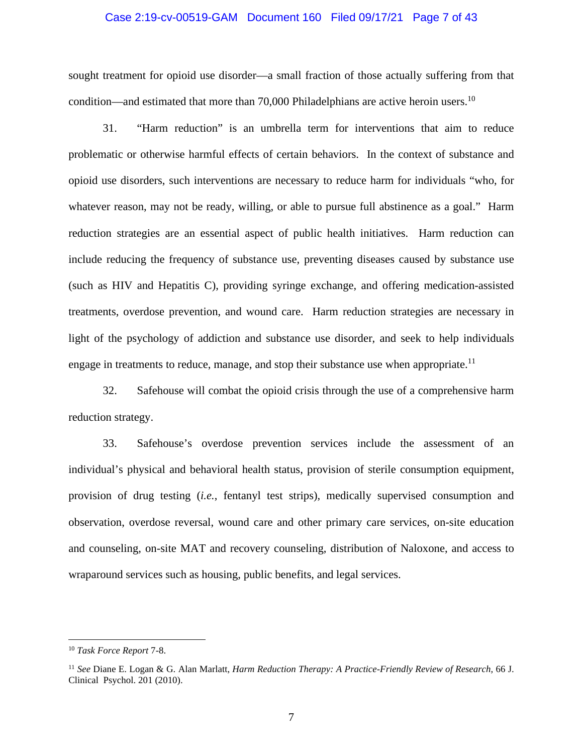sought treatment for opioid use disorder—a small fraction of those actually suffering from that condition—and estimated that more than 70,000 Philadelphians are active heroin users.[10]

31. "Harm reduction" is an umbrella term for interventions that aim to reduce problematic or otherwise harmful effects of certain behaviors. In the context of substance and opioid use disorders, such interventions are necessary to reduce harm for individuals "who, for whatever reason, may not be ready, willing, or able to pursue full abstinence as a goal." Harm reduction strategies are an essential aspect of public health initiatives. Harm reduction can include reducing the frequency of substance use, preventing diseases caused by substance use (such as HIV and Hepatitis C), providing syringe exchange, and offering medication-assisted treatments, overdose prevention, and wound care. Harm reduction strategies are necessary in light of the psychology of addiction and substance use disorder, and seek to help individuals engage in treatments to reduce, manage, and stop their substance use when appropriate.[11]

32. Safehouse will combat the opioid crisis through the use of a comprehensive harm reduction strategy.

33. Safehouse's overdose prevention services include the assessment of an individual's physical and behavioral health status, provision of sterile consumption equipment, provision of drug testing (*i.e.*, fentanyl test strips), medically supervised consumption and observation, overdose reversal, wound care and other primary care services, on-site education and counseling, on-site MAT and recovery counseling, distribution of Naloxone, and access to wraparound services such as housing, public benefits, and legal services.

---

[10] *Task Force Report* 7-8.

[11] *See* Diane E. Logan & G. Alan Marlatt, *Harm Reduction Therapy: A Practice-Friendly Review of Research,* 66 J. Clinical Psychol. 201 (2010).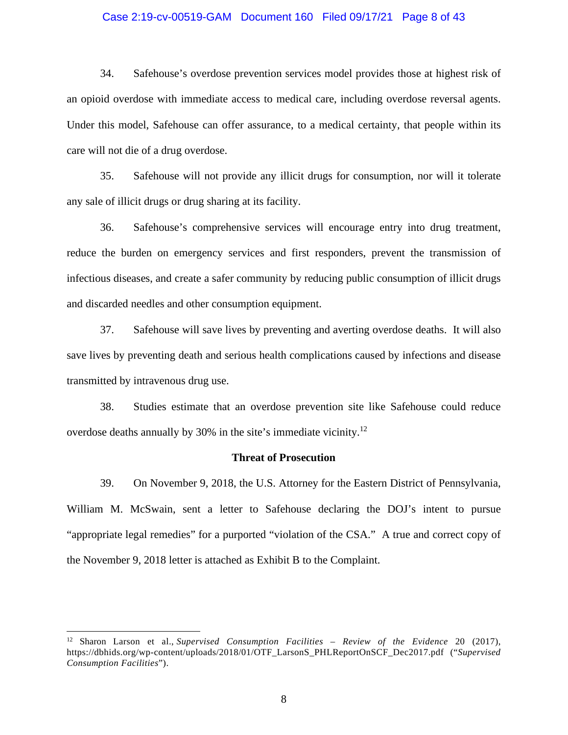34. Safehouse's overdose prevention services model provides those at highest risk of an opioid overdose with immediate access to medical care, including overdose reversal agents. Under this model, Safehouse can offer assurance, to a medical certainty, that people within its care will not die of a drug overdose.

35. Safehouse will not provide any illicit drugs for consumption, nor will it tolerate any sale of illicit drugs or drug sharing at its facility.

36. Safehouse's comprehensive services will encourage entry into drug treatment, reduce the burden on emergency services and first responders, prevent the transmission of infectious diseases, and create a safer community by reducing public consumption of illicit drugs and discarded needles and other consumption equipment.

37. Safehouse will save lives by preventing and averting overdose deaths. It will also save lives by preventing death and serious health complications caused by infections and disease transmitted by intravenous drug use.

38. Studies estimate that an overdose prevention site like Safehouse could reduce overdose deaths annually by 30% in the site's immediate vicinity.[12]

**Threat of Prosecution**

39. On November 9, 2018, the U.S. Attorney for the Eastern District of Pennsylvania, William M. McSwain, sent a letter to Safehouse declaring the DOJ's intent to pursue "appropriate legal remedies" for a purported "violation of the CSA." A true and correct copy of the November 9, 2018 letter is attached as Exhibit B to the Complaint.

---

[12] Sharon Larson et al., *Supervised Consumption Facilities – Review of the Evidence* 20 (2017), https://dbhids.org/wp-content/uploads/2018/01/OTF_LarsonS_PHLReportOnSCF_Dec2017.pdf ("*Supervised Consumption Facilities*").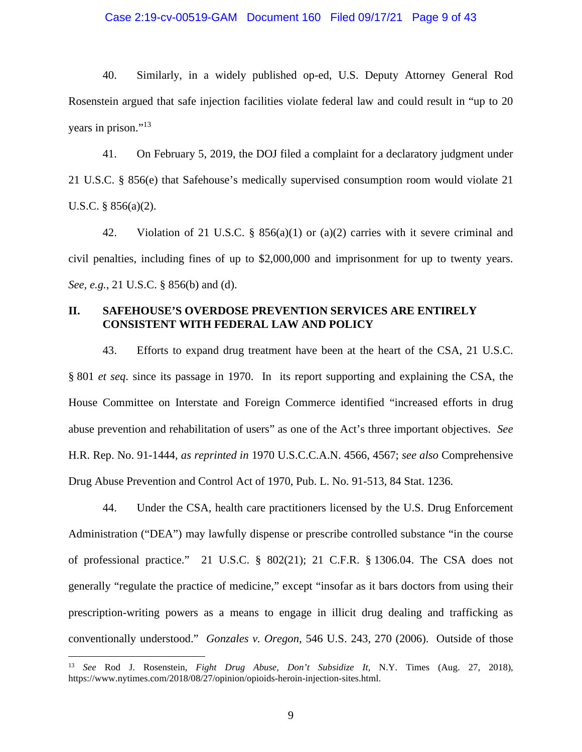40. Similarly, in a widely published op-ed, U.S. Deputy Attorney General Rod Rosenstein argued that safe injection facilities violate federal law and could result in "up to 20 years in prison."[13]

41. On February 5, 2019, the DOJ filed a complaint for a declaratory judgment under 21 U.S.C. § 856(e) that Safehouse's medically supervised consumption room would violate 21 U.S.C. § 856(a)(2).

42. Violation of 21 U.S.C. § 856(a)(1) or (a)(2) carries with it severe criminal and civil penalties, including fines of up to $2,000,000 and imprisonment for up to twenty years. *See, e.g.*, 21 U.S.C. § 856(b) and (d).

## II. SAFEHOUSE'S OVERDOSE PREVENTION SERVICES ARE ENTIRELY CONSISTENT WITH FEDERAL LAW AND POLICY

43. Efforts to expand drug treatment have been at the heart of the CSA, 21 U.S.C. § 801 *et seq.* since its passage in 1970. In its report supporting and explaining the CSA, the House Committee on Interstate and Foreign Commerce identified "increased efforts in drug abuse prevention and rehabilitation of users" as one of the Act's three important objectives. *See* H.R. Rep. No. 91-1444, *as reprinted in* 1970 U.S.C.C.A.N. 4566, 4567; *see also* Comprehensive Drug Abuse Prevention and Control Act of 1970, Pub. L. No. 91-513, 84 Stat. 1236.

44. Under the CSA, health care practitioners licensed by the U.S. Drug Enforcement Administration ("DEA") may lawfully dispense or prescribe controlled substance "in the course of professional practice." 21 U.S.C. § 802(21); 21 C.F.R. § 1306.04. The CSA does not generally "regulate the practice of medicine," except "insofar as it bars doctors from using their prescription-writing powers as a means to engage in illicit drug dealing and trafficking as conventionally understood." *Gonzales v. Oregon,* 546 U.S. 243, 270 (2006). Outside of those

---

[13] *See* Rod J. Rosenstein, *Fight Drug Abuse, Don't Subsidize It,* N.Y. Times (Aug. 27, 2018), https://www.nytimes.com/2018/08/27/opinion/opioids-heroin-injection-sites.html.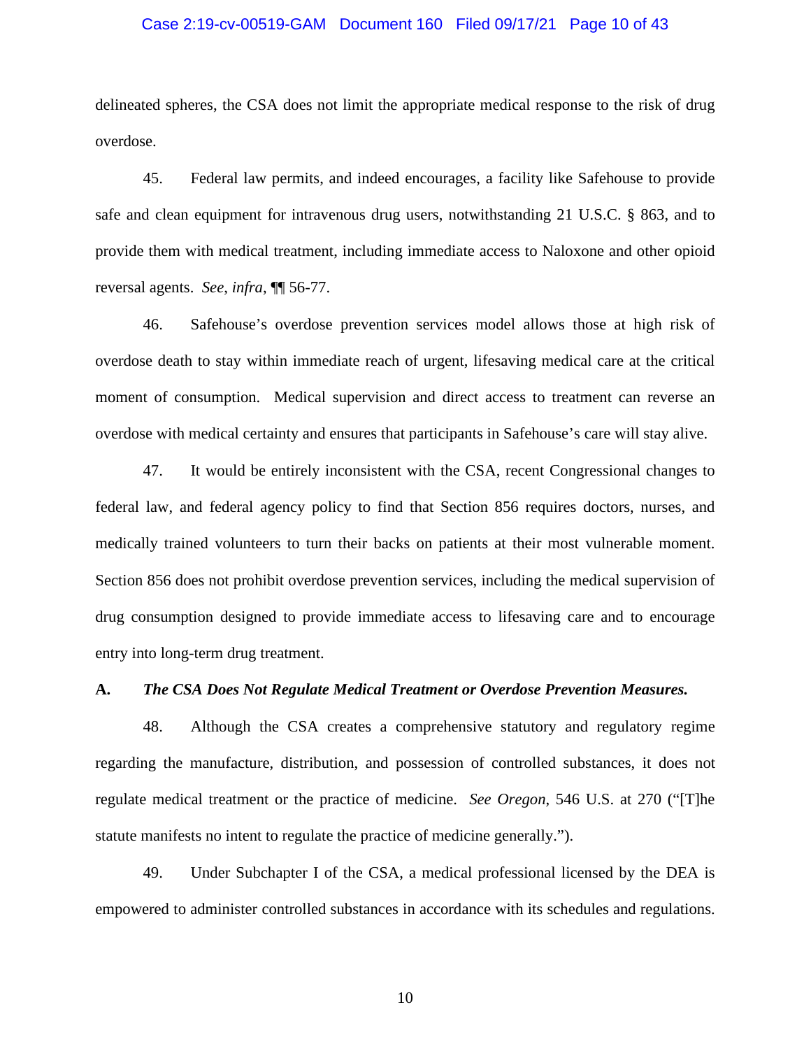delineated spheres, the CSA does not limit the appropriate medical response to the risk of drug overdose.

45. Federal law permits, and indeed encourages, a facility like Safehouse to provide safe and clean equipment for intravenous drug users, notwithstanding 21 U.S.C. § 863, and to provide them with medical treatment, including immediate access to Naloxone and other opioid reversal agents. *See*, *infra*, ¶¶ 56-77.

46. Safehouse's overdose prevention services model allows those at high risk of overdose death to stay within immediate reach of urgent, lifesaving medical care at the critical moment of consumption. Medical supervision and direct access to treatment can reverse an overdose with medical certainty and ensures that participants in Safehouse's care will stay alive.

47. It would be entirely inconsistent with the CSA, recent Congressional changes to federal law, and federal agency policy to find that Section 856 requires doctors, nurses, and medically trained volunteers to turn their backs on patients at their most vulnerable moment. Section 856 does not prohibit overdose prevention services, including the medical supervision of drug consumption designed to provide immediate access to lifesaving care and to encourage entry into long-term drug treatment.

### A. *The CSA Does Not Regulate Medical Treatment or Overdose Prevention Measures.*

48. Although the CSA creates a comprehensive statutory and regulatory regime regarding the manufacture, distribution, and possession of controlled substances, it does not regulate medical treatment or the practice of medicine. *See Oregon*, 546 U.S. at 270 ("[T]he statute manifests no intent to regulate the practice of medicine generally.").

49. Under Subchapter I of the CSA, a medical professional licensed by the DEA is empowered to administer controlled substances in accordance with its schedules and regulations.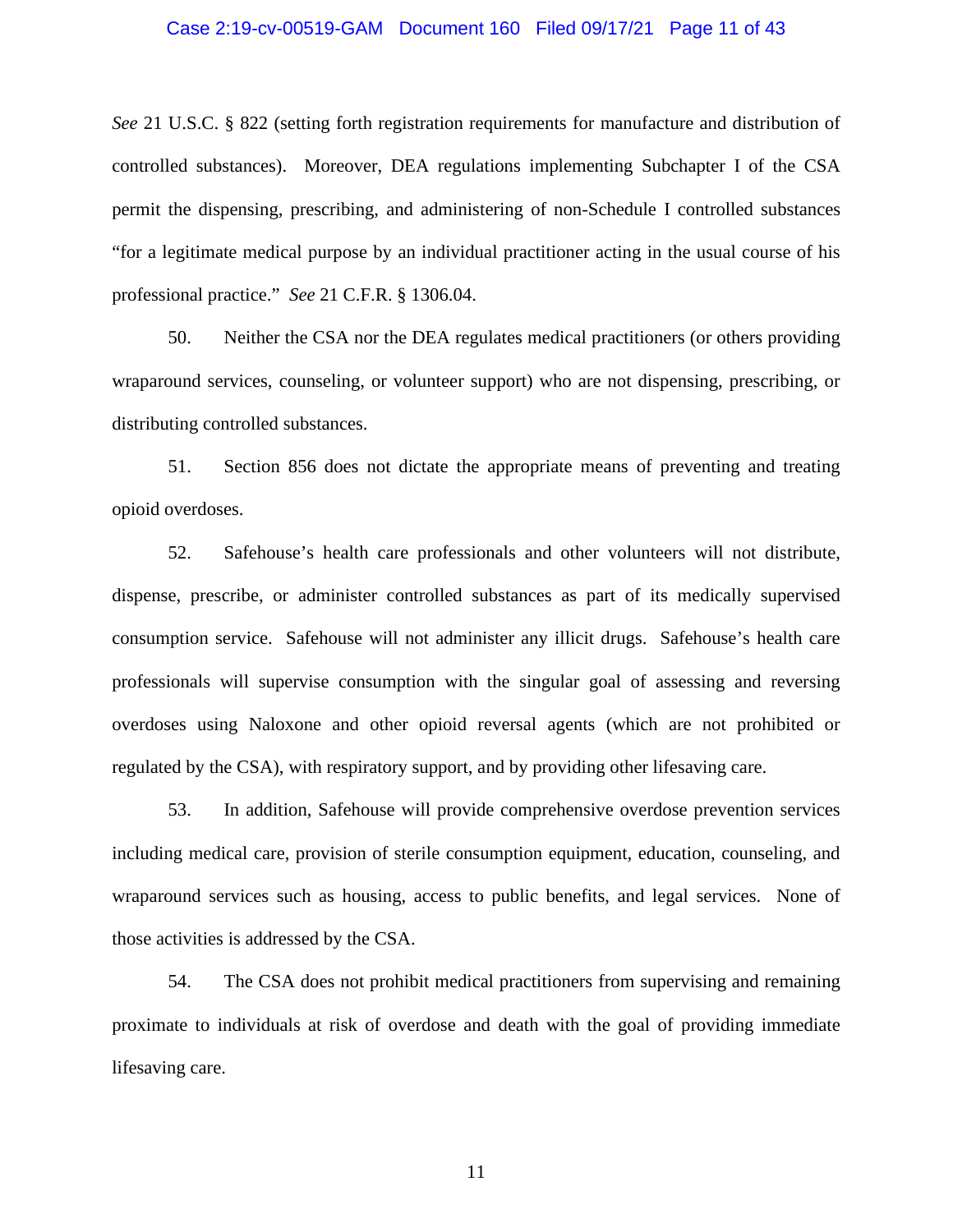*See* 21 U.S.C. § 822 (setting forth registration requirements for manufacture and distribution of controlled substances). Moreover, DEA regulations implementing Subchapter I of the CSA permit the dispensing, prescribing, and administering of non-Schedule I controlled substances "for a legitimate medical purpose by an individual practitioner acting in the usual course of his professional practice." *See* 21 C.F.R. § 1306.04.

50. Neither the CSA nor the DEA regulates medical practitioners (or others providing wraparound services, counseling, or volunteer support) who are not dispensing, prescribing, or distributing controlled substances.

51. Section 856 does not dictate the appropriate means of preventing and treating opioid overdoses.

52. Safehouse's health care professionals and other volunteers will not distribute, dispense, prescribe, or administer controlled substances as part of its medically supervised consumption service. Safehouse will not administer any illicit drugs. Safehouse's health care professionals will supervise consumption with the singular goal of assessing and reversing overdoses using Naloxone and other opioid reversal agents (which are not prohibited or regulated by the CSA), with respiratory support, and by providing other lifesaving care.

53. In addition, Safehouse will provide comprehensive overdose prevention services including medical care, provision of sterile consumption equipment, education, counseling, and wraparound services such as housing, access to public benefits, and legal services. None of those activities is addressed by the CSA.

54. The CSA does not prohibit medical practitioners from supervising and remaining proximate to individuals at risk of overdose and death with the goal of providing immediate lifesaving care.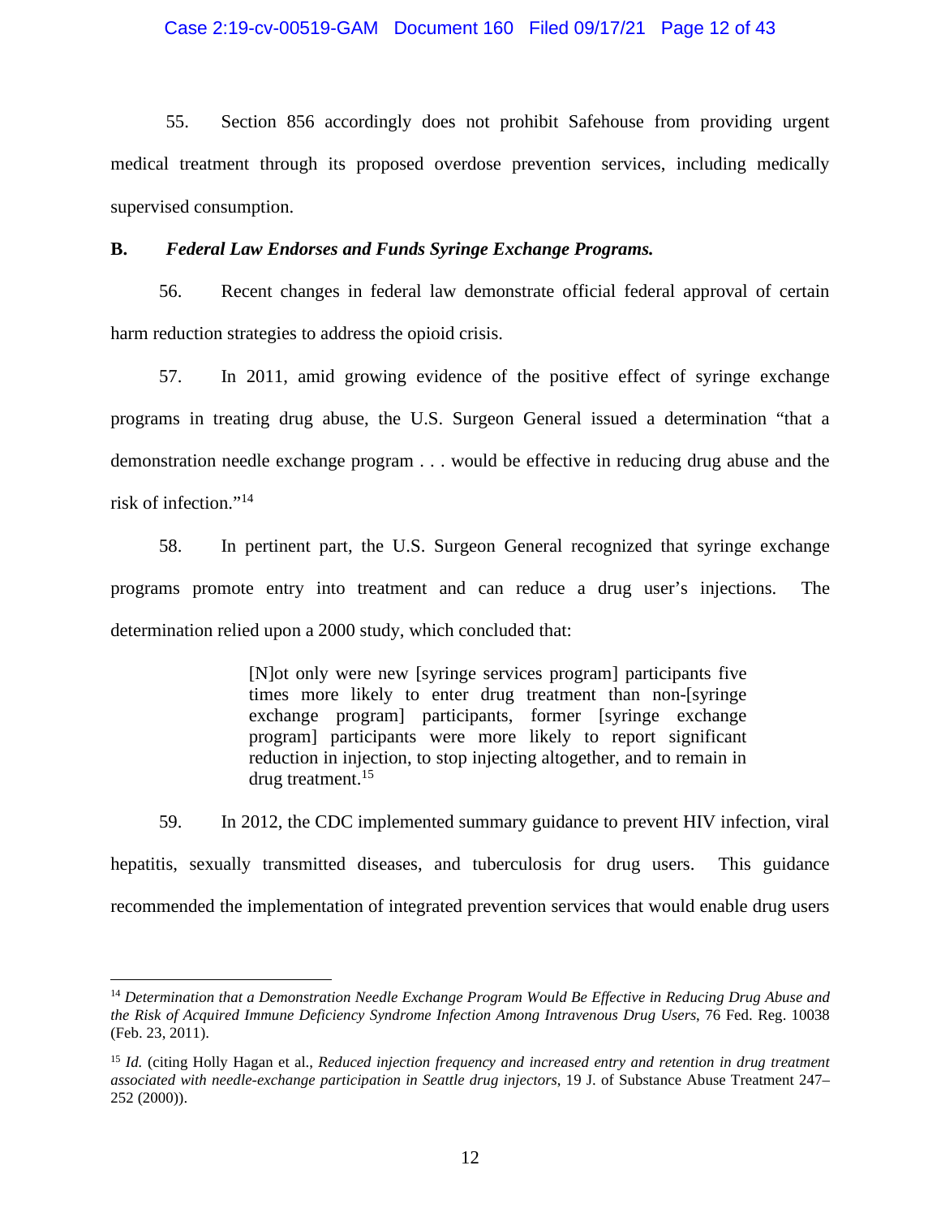55. Section 856 accordingly does not prohibit Safehouse from providing urgent medical treatment through its proposed overdose prevention services, including medically supervised consumption.

**B. *Federal Law Endorses and Funds Syringe Exchange Programs.***

56. Recent changes in federal law demonstrate official federal approval of certain harm reduction strategies to address the opioid crisis.

57. In 2011, amid growing evidence of the positive effect of syringe exchange programs in treating drug abuse, the U.S. Surgeon General issued a determination "that a demonstration needle exchange program . . . would be effective in reducing drug abuse and the risk of infection."[14]

58. In pertinent part, the U.S. Surgeon General recognized that syringe exchange programs promote entry into treatment and can reduce a drug user's injections. The determination relied upon a 2000 study, which concluded that:

> [N]ot only were new [syringe services program] participants five times more likely to enter drug treatment than non-[syringe exchange program] participants, former [syringe exchange program] participants were more likely to report significant reduction in injection, to stop injecting altogether, and to remain in drug treatment.[15]

59. In 2012, the CDC implemented summary guidance to prevent HIV infection, viral hepatitis, sexually transmitted diseases, and tuberculosis for drug users. This guidance recommended the implementation of integrated prevention services that would enable drug users

---

[14] *Determination that a Demonstration Needle Exchange Program Would Be Effective in Reducing Drug Abuse and the Risk of Acquired Immune Deficiency Syndrome Infection Among Intravenous Drug Users*, 76 Fed. Reg. 10038 (Feb. 23, 2011).

[15] *Id.* (citing Holly Hagan et al., *Reduced injection frequency and increased entry and retention in drug treatment associated with needle-exchange participation in Seattle drug injectors*, 19 J. of Substance Abuse Treatment 247–252 (2000)).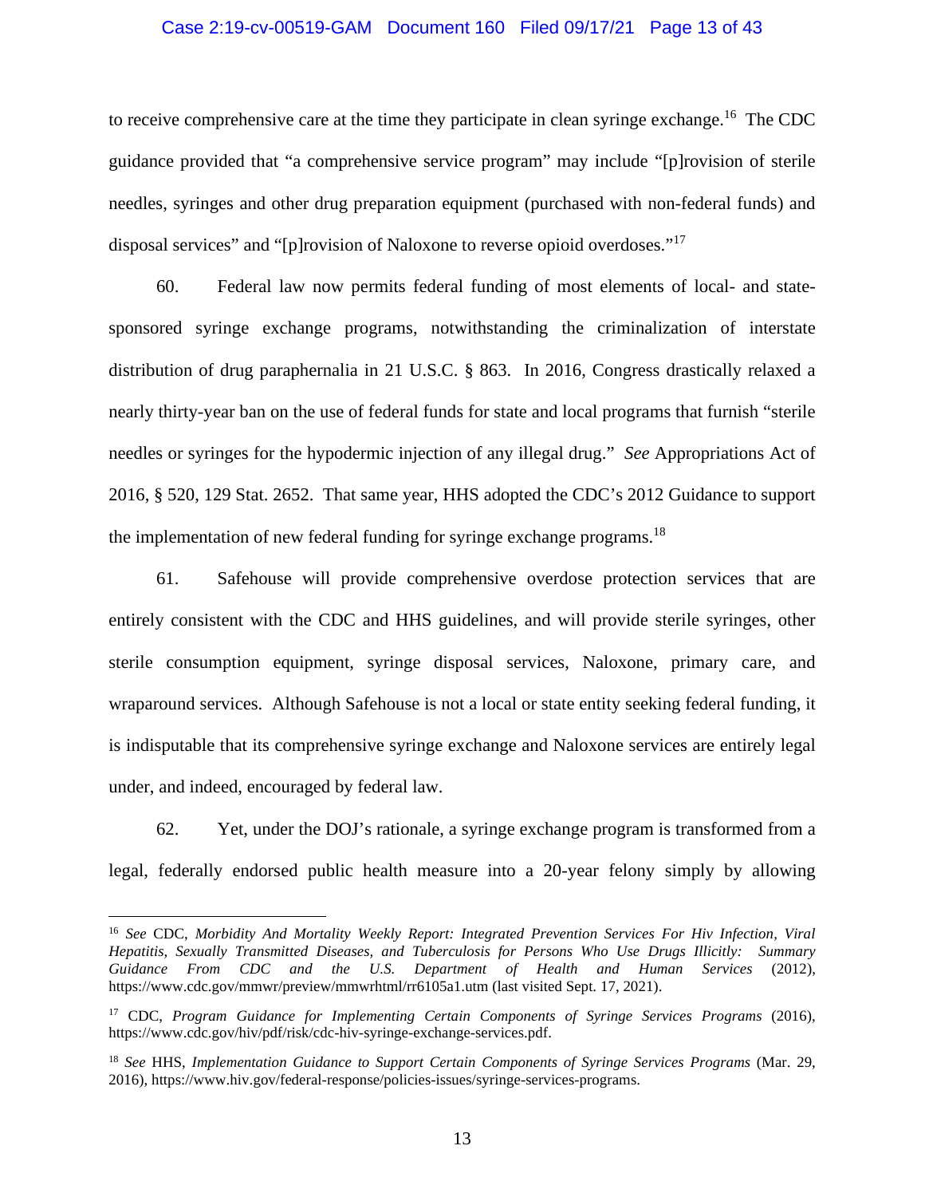to receive comprehensive care at the time they participate in clean syringe exchange.[16] The CDC guidance provided that "a comprehensive service program" may include "[p]rovision of sterile needles, syringes and other drug preparation equipment (purchased with non-federal funds) and disposal services" and "[p]rovision of Naloxone to reverse opioid overdoses."[17]

60. Federal law now permits federal funding of most elements of local- and state-sponsored syringe exchange programs, notwithstanding the criminalization of interstate distribution of drug paraphernalia in 21 U.S.C. § 863. In 2016, Congress drastically relaxed a nearly thirty-year ban on the use of federal funds for state and local programs that furnish "sterile needles or syringes for the hypodermic injection of any illegal drug." *See* Appropriations Act of 2016, § 520, 129 Stat. 2652. That same year, HHS adopted the CDC's 2012 Guidance to support the implementation of new federal funding for syringe exchange programs.[18]

61. Safehouse will provide comprehensive overdose protection services that are entirely consistent with the CDC and HHS guidelines, and will provide sterile syringes, other sterile consumption equipment, syringe disposal services, Naloxone, primary care, and wraparound services. Although Safehouse is not a local or state entity seeking federal funding, it is indisputable that its comprehensive syringe exchange and Naloxone services are entirely legal under, and indeed, encouraged by federal law.

62. Yet, under the DOJ's rationale, a syringe exchange program is transformed from a legal, federally endorsed public health measure into a 20-year felony simply by allowing

---

[16] *See* CDC, *Morbidity And Mortality Weekly Report: Integrated Prevention Services For Hiv Infection, Viral Hepatitis, Sexually Transmitted Diseases, and Tuberculosis for Persons Who Use Drugs Illicitly: Summary Guidance From CDC and the U.S. Department of Health and Human Services* (2012), https://www.cdc.gov/mmwr/preview/mmwrhtml/rr6105a1.utm (last visited Sept. 17, 2021).

[17] CDC, *Program Guidance for Implementing Certain Components of Syringe Services Programs* (2016), https://www.cdc.gov/hiv/pdf/risk/cdc-hiv-syringe-exchange-services.pdf.

[18] *See* HHS, *Implementation Guidance to Support Certain Components of Syringe Services Programs* (Mar. 29, 2016), https://www.hiv.gov/federal-response/policies-issues/syringe-services-programs.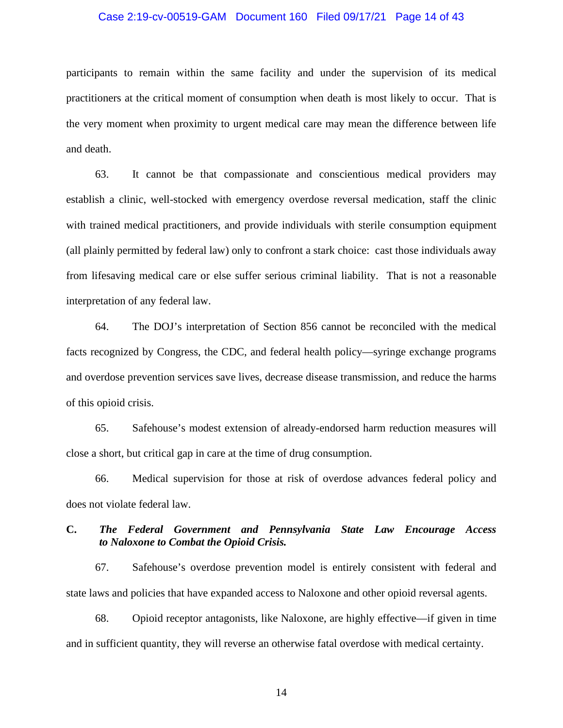participants to remain within the same facility and under the supervision of its medical practitioners at the critical moment of consumption when death is most likely to occur. That is the very moment when proximity to urgent medical care may mean the difference between life and death.

63. It cannot be that compassionate and conscientious medical providers may establish a clinic, well-stocked with emergency overdose reversal medication, staff the clinic with trained medical practitioners, and provide individuals with sterile consumption equipment (all plainly permitted by federal law) only to confront a stark choice: cast those individuals away from lifesaving medical care or else suffer serious criminal liability. That is not a reasonable interpretation of any federal law.

64. The DOJ's interpretation of Section 856 cannot be reconciled with the medical facts recognized by Congress, the CDC, and federal health policy—syringe exchange programs and overdose prevention services save lives, decrease disease transmission, and reduce the harms of this opioid crisis.

65. Safehouse's modest extension of already-endorsed harm reduction measures will close a short, but critical gap in care at the time of drug consumption.

66. Medical supervision for those at risk of overdose advances federal policy and does not violate federal law.

### C. *The Federal Government and Pennsylvania State Law Encourage Access to Naloxone to Combat the Opioid Crisis.*

67. Safehouse's overdose prevention model is entirely consistent with federal and state laws and policies that have expanded access to Naloxone and other opioid reversal agents.

68. Opioid receptor antagonists, like Naloxone, are highly effective—if given in time and in sufficient quantity, they will reverse an otherwise fatal overdose with medical certainty.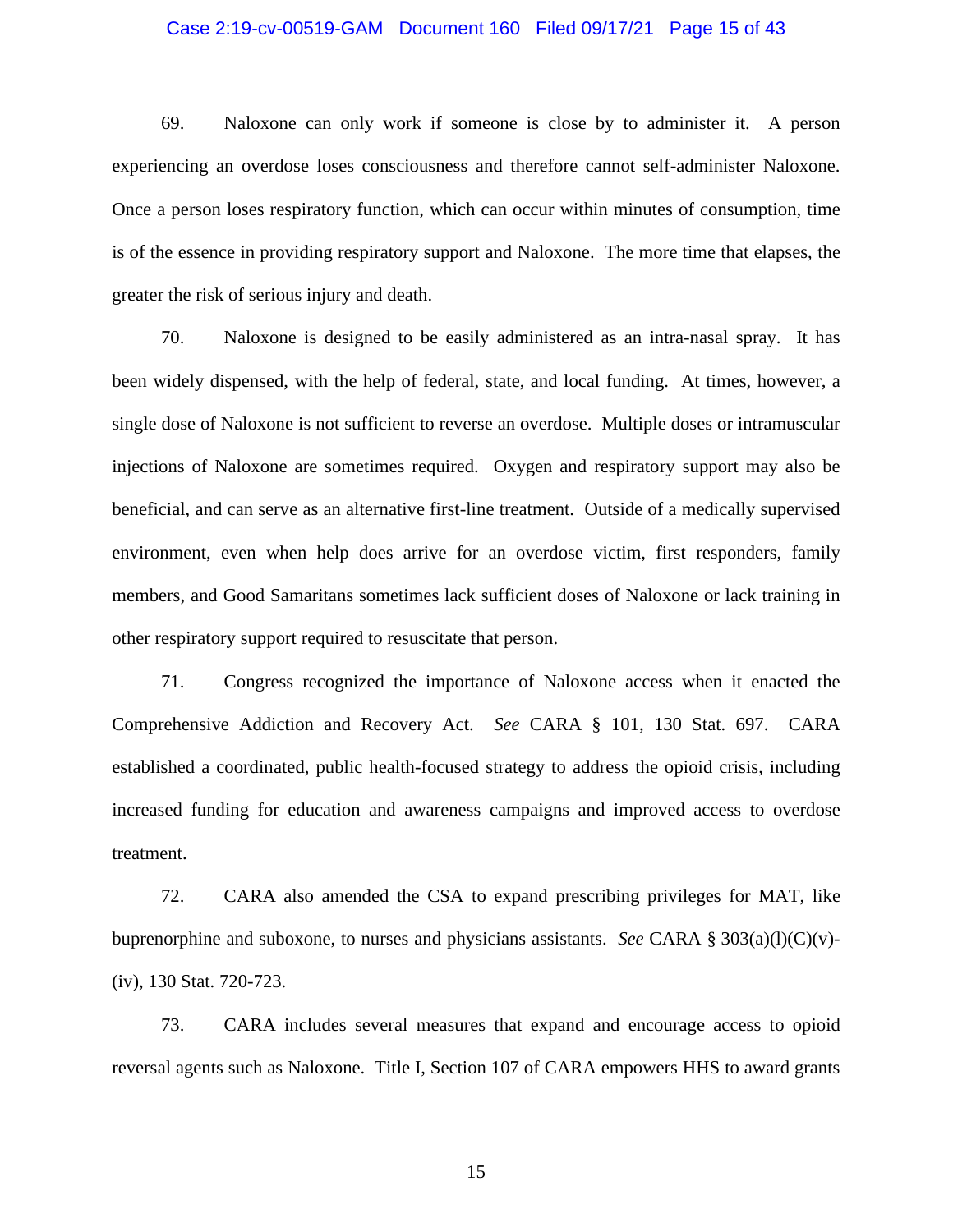69. Naloxone can only work if someone is close by to administer it. A person experiencing an overdose loses consciousness and therefore cannot self-administer Naloxone. Once a person loses respiratory function, which can occur within minutes of consumption, time is of the essence in providing respiratory support and Naloxone. The more time that elapses, the greater the risk of serious injury and death.

70. Naloxone is designed to be easily administered as an intra-nasal spray. It has been widely dispensed, with the help of federal, state, and local funding. At times, however, a single dose of Naloxone is not sufficient to reverse an overdose. Multiple doses or intramuscular injections of Naloxone are sometimes required. Oxygen and respiratory support may also be beneficial, and can serve as an alternative first-line treatment. Outside of a medically supervised environment, even when help does arrive for an overdose victim, first responders, family members, and Good Samaritans sometimes lack sufficient doses of Naloxone or lack training in other respiratory support required to resuscitate that person.

71. Congress recognized the importance of Naloxone access when it enacted the Comprehensive Addiction and Recovery Act. *See* CARA § 101, 130 Stat. 697. CARA established a coordinated, public health-focused strategy to address the opioid crisis, including increased funding for education and awareness campaigns and improved access to overdose treatment.

72. CARA also amended the CSA to expand prescribing privileges for MAT, like buprenorphine and suboxone, to nurses and physicians assistants. *See* CARA § 303(a)(l)(C)(v)-(iv), 130 Stat. 720-723.

73. CARA includes several measures that expand and encourage access to opioid reversal agents such as Naloxone. Title I, Section 107 of CARA empowers HHS to award grants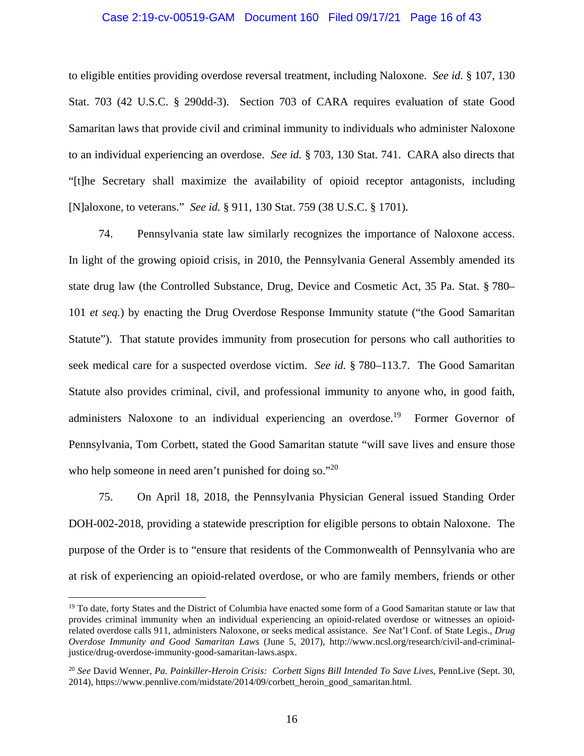to eligible entities providing overdose reversal treatment, including Naloxone. *See id.* § 107, 130 Stat. 703 (42 U.S.C. § 290dd-3). Section 703 of CARA requires evaluation of state Good Samaritan laws that provide civil and criminal immunity to individuals who administer Naloxone to an individual experiencing an overdose. *See id.* § 703, 130 Stat. 741. CARA also directs that "[t]he Secretary shall maximize the availability of opioid receptor antagonists, including [N]aloxone, to veterans." *See id.* § 911, 130 Stat. 759 (38 U.S.C. § 1701).

74. Pennsylvania state law similarly recognizes the importance of Naloxone access. In light of the growing opioid crisis, in 2010, the Pennsylvania General Assembly amended its state drug law (the Controlled Substance, Drug, Device and Cosmetic Act, 35 Pa. Stat. § 780–101 *et seq.*) by enacting the Drug Overdose Response Immunity statute ("the Good Samaritan Statute"). That statute provides immunity from prosecution for persons who call authorities to seek medical care for a suspected overdose victim. *See id.* § 780–113.7. The Good Samaritan Statute also provides criminal, civil, and professional immunity to anyone who, in good faith, administers Naloxone to an individual experiencing an overdose.[19] Former Governor of Pennsylvania, Tom Corbett, stated the Good Samaritan statute "will save lives and ensure those who help someone in need aren't punished for doing so."[20]

75. On April 18, 2018, the Pennsylvania Physician General issued Standing Order DOH-002-2018, providing a statewide prescription for eligible persons to obtain Naloxone. The purpose of the Order is to "ensure that residents of the Commonwealth of Pennsylvania who are at risk of experiencing an opioid-related overdose, or who are family members, friends or other

---

[19] To date, forty States and the District of Columbia have enacted some form of a Good Samaritan statute or law that provides criminal immunity when an individual experiencing an opioid-related overdose or witnesses an opioid-related overdose calls 911, administers Naloxone, or seeks medical assistance. *See* Nat'l Conf. of State Legis., *Drug Overdose Immunity and Good Samaritan Laws* (June 5, 2017), http://www.ncsl.org/research/civil-and-criminal-justice/drug-overdose-immunity-good-samaritan-laws.aspx.

[20] *See* David Wenner, *Pa. Painkiller-Heroin Crisis: Corbett Signs Bill Intended To Save Lives*, PennLive (Sept. 30, 2014), https://www.pennlive.com/midstate/2014/09/corbett_heroin_good_samaritan.html.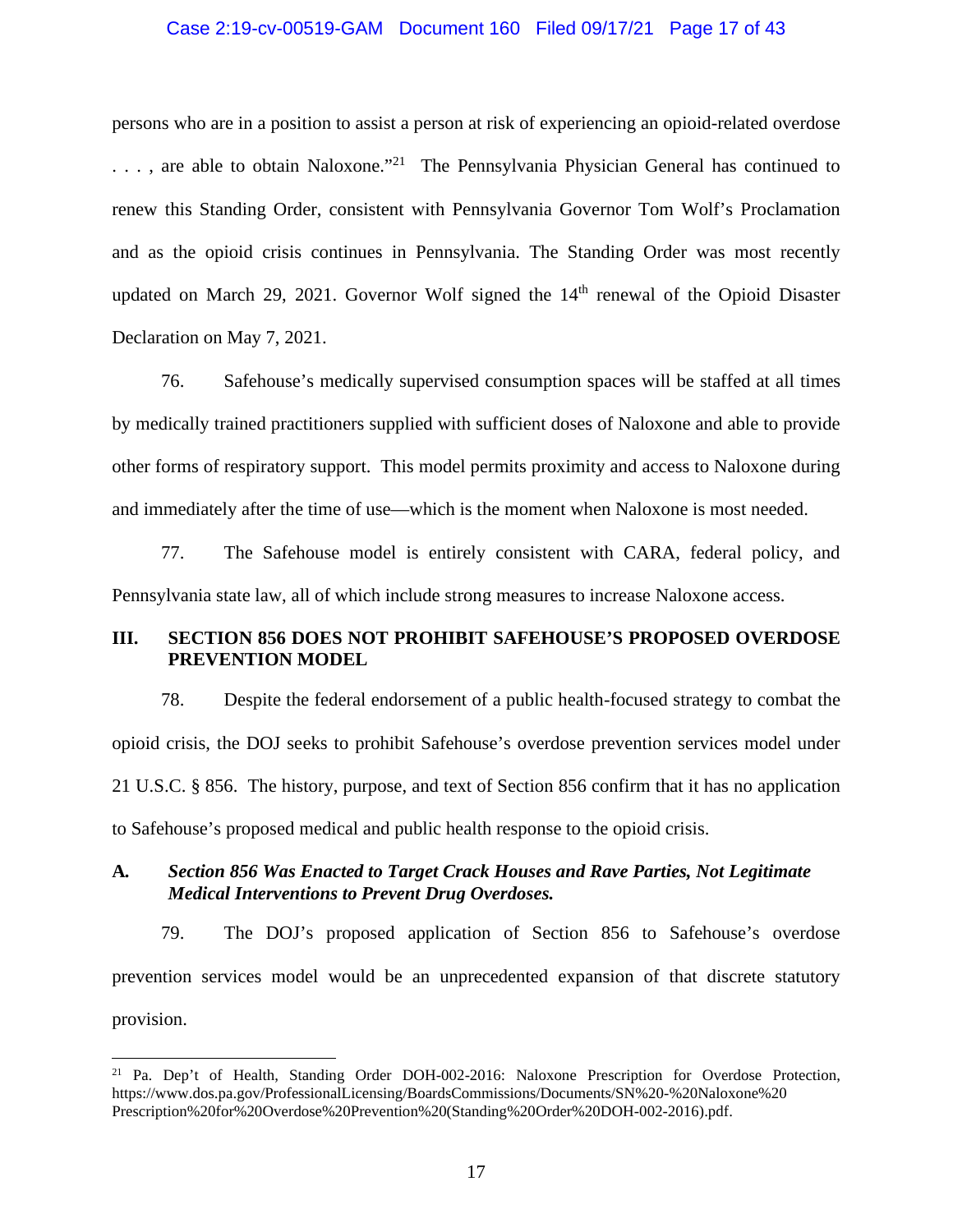persons who are in a position to assist a person at risk of experiencing an opioid-related overdose . . . , are able to obtain Naloxone."[21] The Pennsylvania Physician General has continued to renew this Standing Order, consistent with Pennsylvania Governor Tom Wolf's Proclamation and as the opioid crisis continues in Pennsylvania. The Standing Order was most recently updated on March 29, 2021. Governor Wolf signed the 14th renewal of the Opioid Disaster Declaration on May 7, 2021.

76. Safehouse's medically supervised consumption spaces will be staffed at all times by medically trained practitioners supplied with sufficient doses of Naloxone and able to provide other forms of respiratory support. This model permits proximity and access to Naloxone during and immediately after the time of use—which is the moment when Naloxone is most needed.

77. The Safehouse model is entirely consistent with CARA, federal policy, and Pennsylvania state law, all of which include strong measures to increase Naloxone access.

## III. SECTION 856 DOES NOT PROHIBIT SAFEHOUSE'S PROPOSED OVERDOSE PREVENTION MODEL

78. Despite the federal endorsement of a public health-focused strategy to combat the opioid crisis, the DOJ seeks to prohibit Safehouse's overdose prevention services model under 21 U.S.C. § 856. The history, purpose, and text of Section 856 confirm that it has no application to Safehouse's proposed medical and public health response to the opioid crisis.

### A. *Section 856 Was Enacted to Target Crack Houses and Rave Parties, Not Legitimate Medical Interventions to Prevent Drug Overdoses.*

79. The DOJ's proposed application of Section 856 to Safehouse's overdose prevention services model would be an unprecedented expansion of that discrete statutory provision.

---

[21] Pa. Dep't of Health, Standing Order DOH-002-2016: Naloxone Prescription for Overdose Protection, https://www.dos.pa.gov/ProfessionalLicensing/BoardsCommissions/Documents/SN%20-%20Naloxone%20Prescription%20for%20Overdose%20Prevention%20(Standing%20Order%20DOH-002-2016).pdf.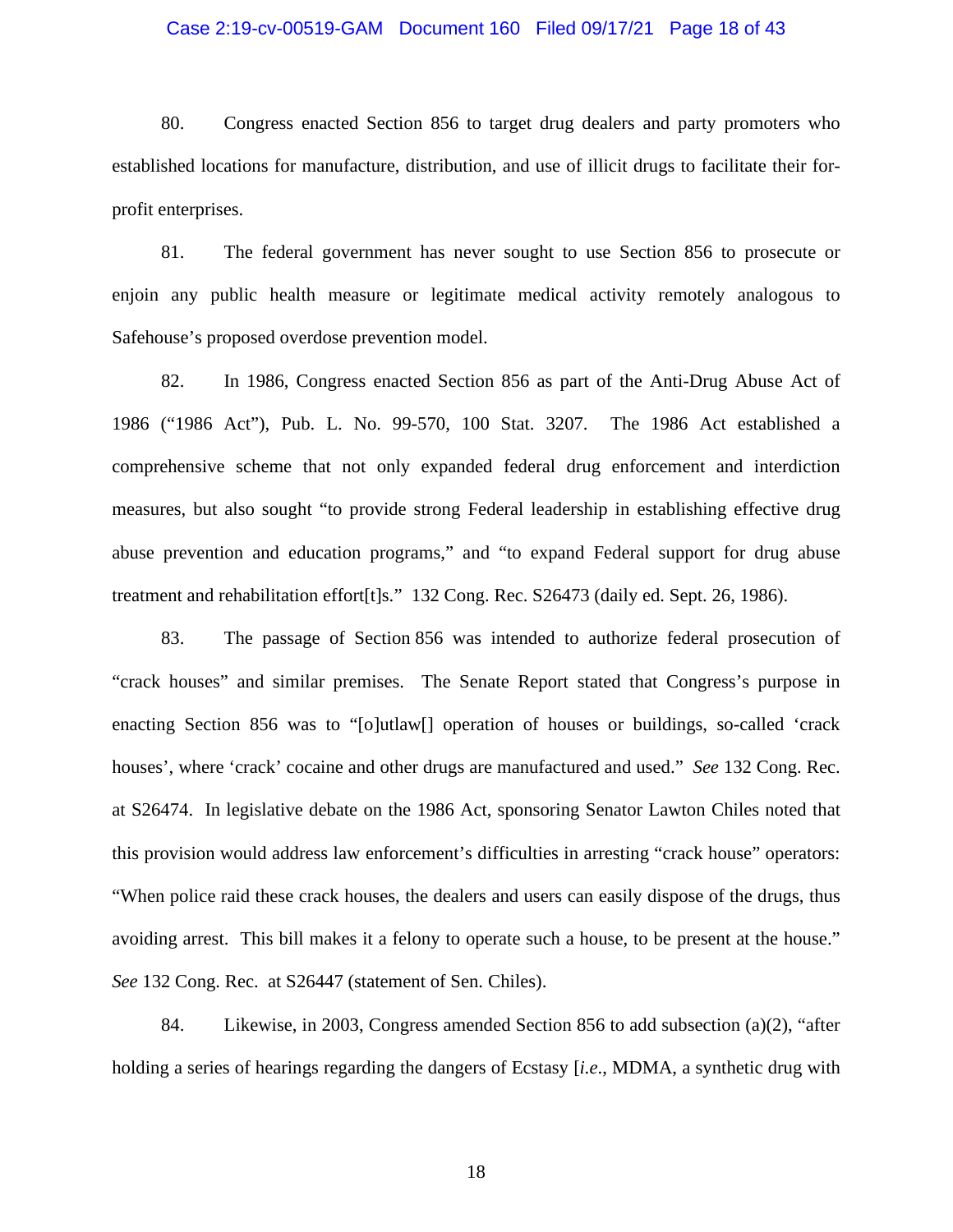80. Congress enacted Section 856 to target drug dealers and party promoters who established locations for manufacture, distribution, and use of illicit drugs to facilitate their for-profit enterprises.

81. The federal government has never sought to use Section 856 to prosecute or enjoin any public health measure or legitimate medical activity remotely analogous to Safehouse's proposed overdose prevention model.

82. In 1986, Congress enacted Section 856 as part of the Anti-Drug Abuse Act of 1986 ("1986 Act"), Pub. L. No. 99-570, 100 Stat. 3207. The 1986 Act established a comprehensive scheme that not only expanded federal drug enforcement and interdiction measures, but also sought "to provide strong Federal leadership in establishing effective drug abuse prevention and education programs," and "to expand Federal support for drug abuse treatment and rehabilitation effort[t]s." 132 Cong. Rec. S26473 (daily ed. Sept. 26, 1986).

83. The passage of Section 856 was intended to authorize federal prosecution of "crack houses" and similar premises. The Senate Report stated that Congress's purpose in enacting Section 856 was to "[o]utlaw[] operation of houses or buildings, so-called 'crack houses', where 'crack' cocaine and other drugs are manufactured and used." *See* 132 Cong. Rec. at S26474. In legislative debate on the 1986 Act, sponsoring Senator Lawton Chiles noted that this provision would address law enforcement's difficulties in arresting "crack house" operators: "When police raid these crack houses, the dealers and users can easily dispose of the drugs, thus avoiding arrest. This bill makes it a felony to operate such a house, to be present at the house." *See* 132 Cong. Rec. at S26447 (statement of Sen. Chiles).

84. Likewise, in 2003, Congress amended Section 856 to add subsection (a)(2), "after holding a series of hearings regarding the dangers of Ecstasy [*i.e*., MDMA, a synthetic drug with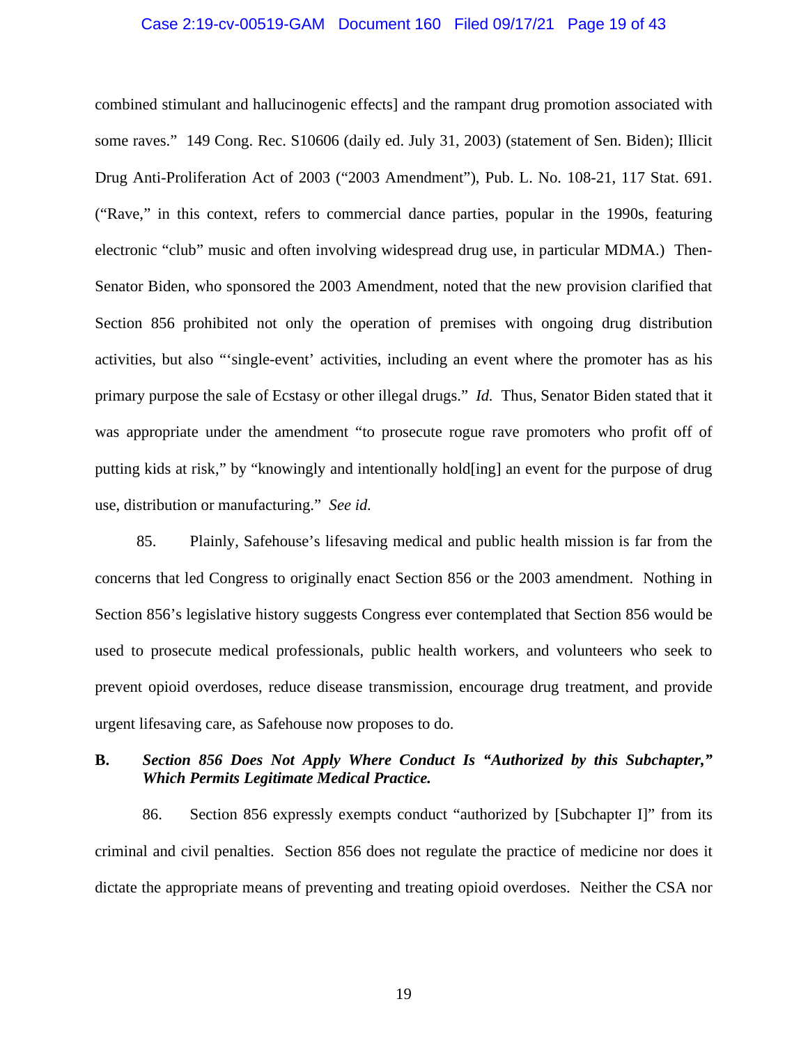combined stimulant and hallucinogenic effects] and the rampant drug promotion associated with some raves." 149 Cong. Rec. S10606 (daily ed. July 31, 2003) (statement of Sen. Biden); Illicit Drug Anti-Proliferation Act of 2003 ("2003 Amendment"), Pub. L. No. 108-21, 117 Stat. 691. ("Rave," in this context, refers to commercial dance parties, popular in the 1990s, featuring electronic "club" music and often involving widespread drug use, in particular MDMA.) Then-Senator Biden, who sponsored the 2003 Amendment, noted that the new provision clarified that Section 856 prohibited not only the operation of premises with ongoing drug distribution activities, but also "'single-event' activities, including an event where the promoter has as his primary purpose the sale of Ecstasy or other illegal drugs." *Id.* Thus, Senator Biden stated that it was appropriate under the amendment "to prosecute rogue rave promoters who profit off of putting kids at risk," by "knowingly and intentionally hold[ing] an event for the purpose of drug use, distribution or manufacturing." *See id.*

85. Plainly, Safehouse's lifesaving medical and public health mission is far from the concerns that led Congress to originally enact Section 856 or the 2003 amendment. Nothing in Section 856's legislative history suggests Congress ever contemplated that Section 856 would be used to prosecute medical professionals, public health workers, and volunteers who seek to prevent opioid overdoses, reduce disease transmission, encourage drug treatment, and provide urgent lifesaving care, as Safehouse now proposes to do.

### B. *Section 856 Does Not Apply Where Conduct Is "Authorized by this Subchapter," Which Permits Legitimate Medical Practice.*

86. Section 856 expressly exempts conduct "authorized by [Subchapter I]" from its criminal and civil penalties. Section 856 does not regulate the practice of medicine nor does it dictate the appropriate means of preventing and treating opioid overdoses. Neither the CSA nor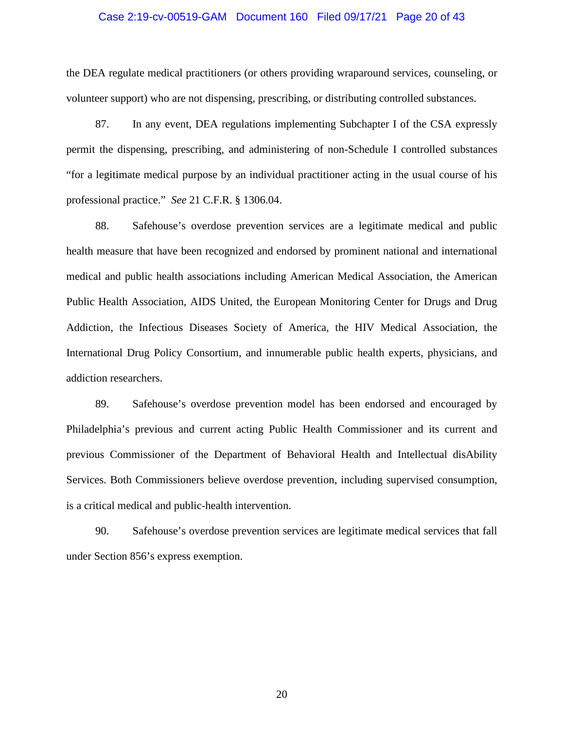the DEA regulate medical practitioners (or others providing wraparound services, counseling, or volunteer support) who are not dispensing, prescribing, or distributing controlled substances.

87. In any event, DEA regulations implementing Subchapter I of the CSA expressly permit the dispensing, prescribing, and administering of non-Schedule I controlled substances "for a legitimate medical purpose by an individual practitioner acting in the usual course of his professional practice." *See* 21 C.F.R. § 1306.04.

88. Safehouse's overdose prevention services are a legitimate medical and public health measure that have been recognized and endorsed by prominent national and international medical and public health associations including American Medical Association, the American Public Health Association, AIDS United, the European Monitoring Center for Drugs and Drug Addiction, the Infectious Diseases Society of America, the HIV Medical Association, the International Drug Policy Consortium, and innumerable public health experts, physicians, and addiction researchers.

89. Safehouse's overdose prevention model has been endorsed and encouraged by Philadelphia's previous and current acting Public Health Commissioner and its current and previous Commissioner of the Department of Behavioral Health and Intellectual disAbility Services. Both Commissioners believe overdose prevention, including supervised consumption, is a critical medical and public-health intervention.

90. Safehouse's overdose prevention services are legitimate medical services that fall under Section 856's express exemption.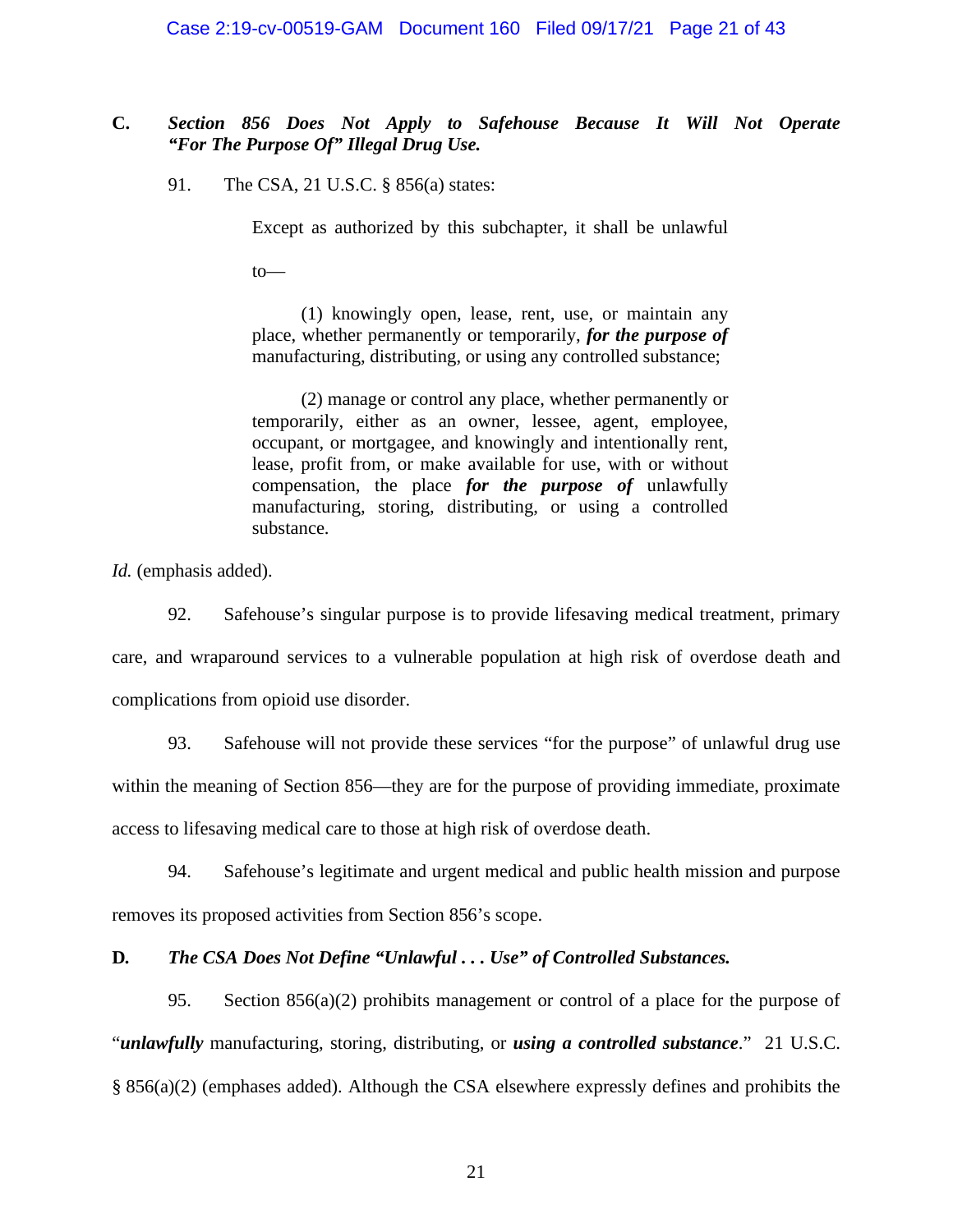**C. *Section 856 Does Not Apply to Safehouse Because It Will Not Operate "For The Purpose Of" Illegal Drug Use.***

91. The CSA, 21 U.S.C. § 856(a) states:

> Except as authorized by this subchapter, it shall be unlawful to—
>
> (1) knowingly open, lease, rent, use, or maintain any place, whether permanently or temporarily, ***for the purpose of*** manufacturing, distributing, or using any controlled substance;
>
> (2) manage or control any place, whether permanently or temporarily, either as an owner, lessee, agent, employee, occupant, or mortgagee, and knowingly and intentionally rent, lease, profit from, or make available for use, with or without compensation, the place ***for the purpose of*** unlawfully manufacturing, storing, distributing, or using a controlled substance.

*Id.* (emphasis added).

92. Safehouse's singular purpose is to provide lifesaving medical treatment, primary care, and wraparound services to a vulnerable population at high risk of overdose death and complications from opioid use disorder.

93. Safehouse will not provide these services "for the purpose" of unlawful drug use within the meaning of Section 856—they are for the purpose of providing immediate, proximate access to lifesaving medical care to those at high risk of overdose death.

94. Safehouse's legitimate and urgent medical and public health mission and purpose removes its proposed activities from Section 856's scope.

**D. *The CSA Does Not Define "Unlawful . . . Use" of Controlled Substances.***

95. Section 856(a)(2) prohibits management or control of a place for the purpose of "***unlawfully*** manufacturing, storing, distributing, or ***using a controlled substance***." 21 U.S.C. § 856(a)(2) (emphases added). Although the CSA elsewhere expressly defines and prohibits the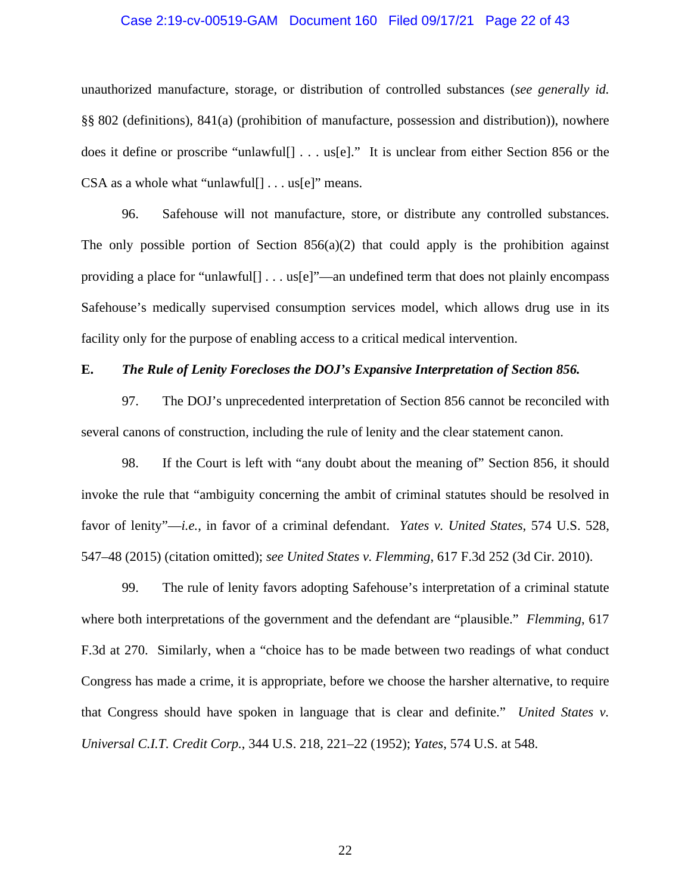unauthorized manufacture, storage, or distribution of controlled substances (*see generally id.* §§ 802 (definitions), 841(a) (prohibition of manufacture, possession and distribution)), nowhere does it define or proscribe "unlawful[] . . . us[e]." It is unclear from either Section 856 or the CSA as a whole what "unlawful[] . . . us[e]" means.

96. Safehouse will not manufacture, store, or distribute any controlled substances. The only possible portion of Section 856(a)(2) that could apply is the prohibition against providing a place for "unlawful[] . . . us[e]"—an undefined term that does not plainly encompass Safehouse's medically supervised consumption services model, which allows drug use in its facility only for the purpose of enabling access to a critical medical intervention.

**E. *The Rule of Lenity Forecloses the DOJ's Expansive Interpretation of Section 856.***

97. The DOJ's unprecedented interpretation of Section 856 cannot be reconciled with several canons of construction, including the rule of lenity and the clear statement canon.

98. If the Court is left with "any doubt about the meaning of" Section 856, it should invoke the rule that "ambiguity concerning the ambit of criminal statutes should be resolved in favor of lenity"—*i.e.*, in favor of a criminal defendant. *Yates v. United States*, 574 U.S. 528, 547–48 (2015) (citation omitted); *see United States v. Flemming*, 617 F.3d 252 (3d Cir. 2010).

99. The rule of lenity favors adopting Safehouse's interpretation of a criminal statute where both interpretations of the government and the defendant are "plausible." *Flemming*, 617 F.3d at 270. Similarly, when a "choice has to be made between two readings of what conduct Congress has made a crime, it is appropriate, before we choose the harsher alternative, to require that Congress should have spoken in language that is clear and definite." *United States v. Universal C.I.T. Credit Corp.*, 344 U.S. 218, 221–22 (1952); *Yates*, 574 U.S. at 548.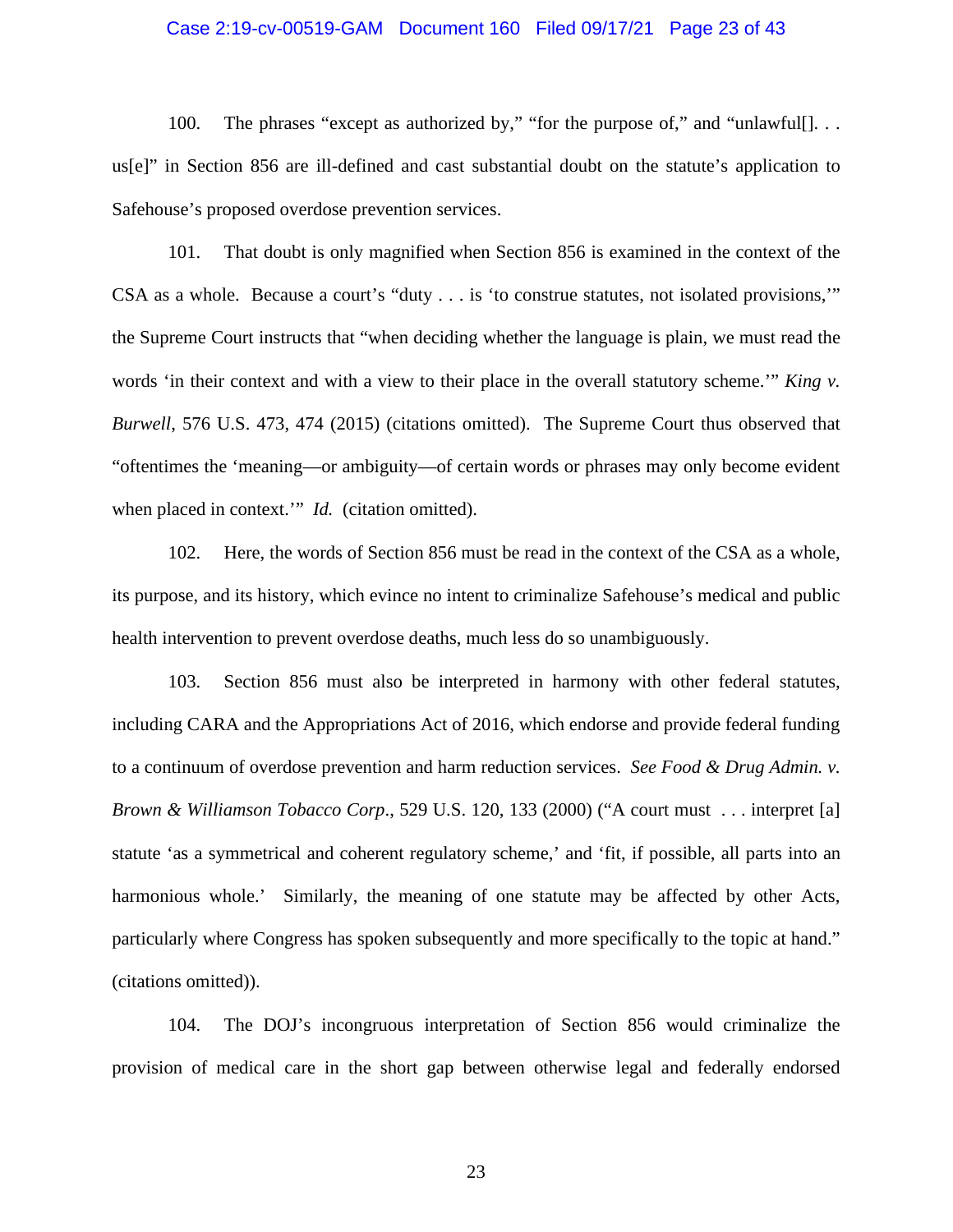100. The phrases "except as authorized by," "for the purpose of," and "unlawful[]. . . us[e]" in Section 856 are ill-defined and cast substantial doubt on the statute's application to Safehouse's proposed overdose prevention services.

101. That doubt is only magnified when Section 856 is examined in the context of the CSA as a whole. Because a court's "duty . . . is 'to construe statutes, not isolated provisions,'" the Supreme Court instructs that "when deciding whether the language is plain, we must read the words 'in their context and with a view to their place in the overall statutory scheme.'" *King v. Burwell*, 576 U.S. 473, 474 (2015) (citations omitted). The Supreme Court thus observed that "oftentimes the 'meaning—or ambiguity—of certain words or phrases may only become evident when placed in context.'" *Id.* (citation omitted).

102. Here, the words of Section 856 must be read in the context of the CSA as a whole, its purpose, and its history, which evince no intent to criminalize Safehouse's medical and public health intervention to prevent overdose deaths, much less do so unambiguously.

103. Section 856 must also be interpreted in harmony with other federal statutes, including CARA and the Appropriations Act of 2016, which endorse and provide federal funding to a continuum of overdose prevention and harm reduction services. *See Food & Drug Admin. v. Brown & Williamson Tobacco Corp*., 529 U.S. 120, 133 (2000) ("A court must . . . interpret [a] statute 'as a symmetrical and coherent regulatory scheme,' and 'fit, if possible, all parts into an harmonious whole.' Similarly, the meaning of one statute may be affected by other Acts, particularly where Congress has spoken subsequently and more specifically to the topic at hand." (citations omitted)).

104. The DOJ's incongruous interpretation of Section 856 would criminalize the provision of medical care in the short gap between otherwise legal and federally endorsed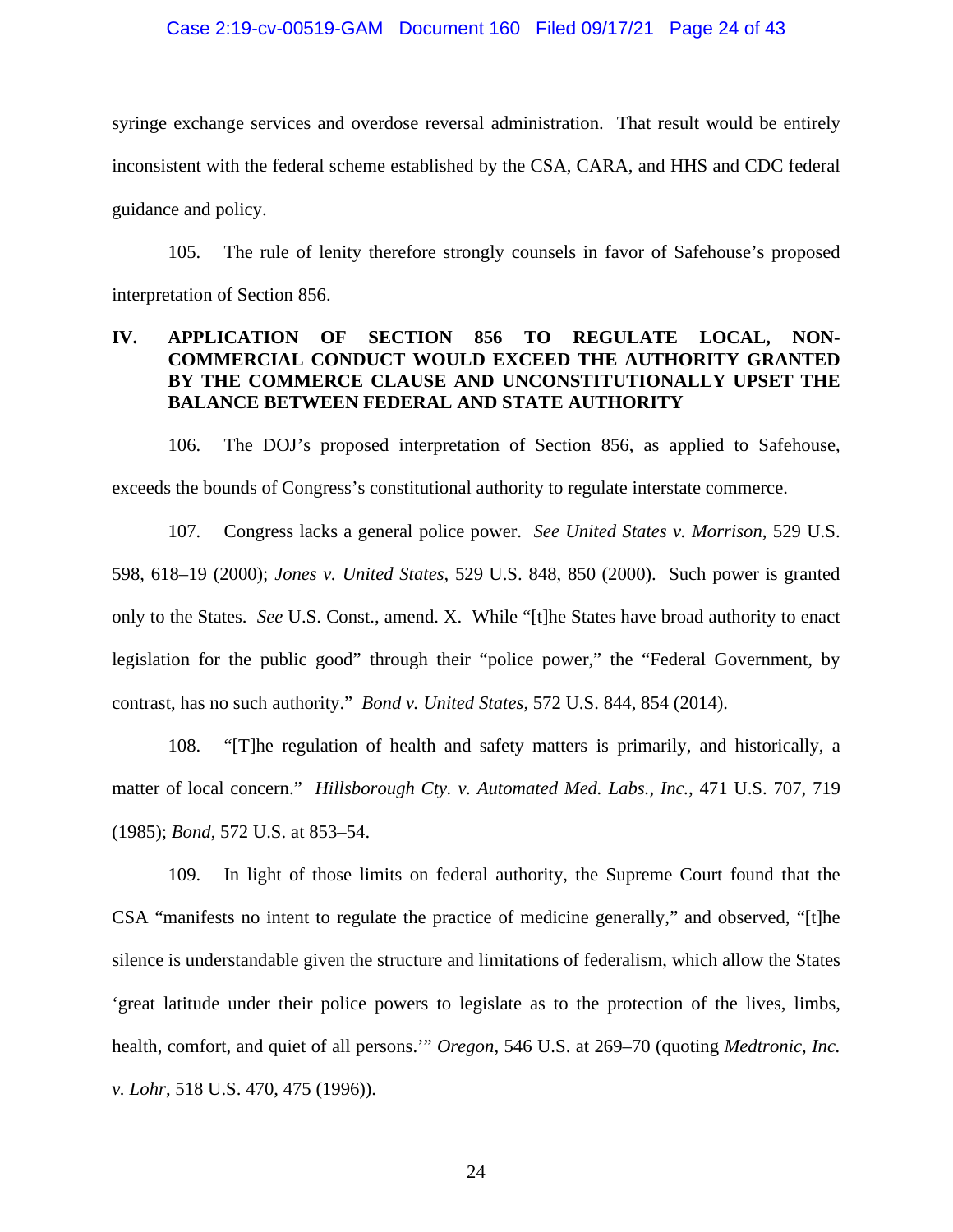syringe exchange services and overdose reversal administration. That result would be entirely inconsistent with the federal scheme established by the CSA, CARA, and HHS and CDC federal guidance and policy.

105. The rule of lenity therefore strongly counsels in favor of Safehouse's proposed interpretation of Section 856.

## IV. APPLICATION OF SECTION 856 TO REGULATE LOCAL, NON-COMMERCIAL CONDUCT WOULD EXCEED THE AUTHORITY GRANTED BY THE COMMERCE CLAUSE AND UNCONSTITUTIONALLY UPSET THE BALANCE BETWEEN FEDERAL AND STATE AUTHORITY

106. The DOJ's proposed interpretation of Section 856, as applied to Safehouse, exceeds the bounds of Congress's constitutional authority to regulate interstate commerce.

107. Congress lacks a general police power. *See United States v. Morrison*, 529 U.S. 598, 618–19 (2000); *Jones v. United States*, 529 U.S. 848, 850 (2000). Such power is granted only to the States. *See* U.S. Const., amend. X. While "[t]he States have broad authority to enact legislation for the public good" through their "police power," the "Federal Government, by contrast, has no such authority." *Bond v. United States*, 572 U.S. 844, 854 (2014).

108. "[T]he regulation of health and safety matters is primarily, and historically, a matter of local concern." *Hillsborough Cty. v. Automated Med. Labs., Inc.*, 471 U.S. 707, 719 (1985); *Bond*, 572 U.S. at 853–54.

109. In light of those limits on federal authority, the Supreme Court found that the CSA "manifests no intent to regulate the practice of medicine generally," and observed, "[t]he silence is understandable given the structure and limitations of federalism, which allow the States 'great latitude under their police powers to legislate as to the protection of the lives, limbs, health, comfort, and quiet of all persons.'" *Oregon*, 546 U.S. at 269–70 (quoting *Medtronic, Inc. v. Lohr*, 518 U.S. 470, 475 (1996)).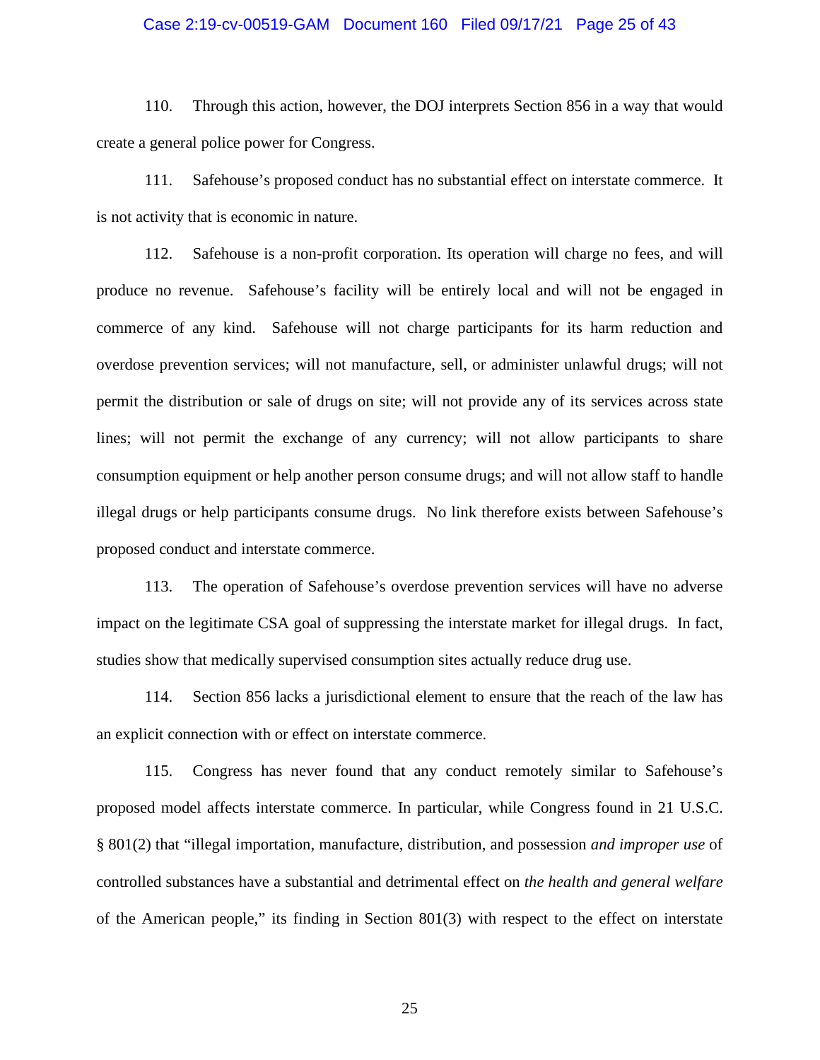110. Through this action, however, the DOJ interprets Section 856 in a way that would create a general police power for Congress.

111. Safehouse's proposed conduct has no substantial effect on interstate commerce. It is not activity that is economic in nature.

112. Safehouse is a non-profit corporation. Its operation will charge no fees, and will produce no revenue. Safehouse's facility will be entirely local and will not be engaged in commerce of any kind. Safehouse will not charge participants for its harm reduction and overdose prevention services; will not manufacture, sell, or administer unlawful drugs; will not permit the distribution or sale of drugs on site; will not provide any of its services across state lines; will not permit the exchange of any currency; will not allow participants to share consumption equipment or help another person consume drugs; and will not allow staff to handle illegal drugs or help participants consume drugs. No link therefore exists between Safehouse's proposed conduct and interstate commerce.

113. The operation of Safehouse's overdose prevention services will have no adverse impact on the legitimate CSA goal of suppressing the interstate market for illegal drugs. In fact, studies show that medically supervised consumption sites actually reduce drug use.

114. Section 856 lacks a jurisdictional element to ensure that the reach of the law has an explicit connection with or effect on interstate commerce.

115. Congress has never found that any conduct remotely similar to Safehouse's proposed model affects interstate commerce. In particular, while Congress found in 21 U.S.C. § 801(2) that "illegal importation, manufacture, distribution, and possession *and improper use* of controlled substances have a substantial and detrimental effect on *the health and general welfare* of the American people," its finding in Section 801(3) with respect to the effect on interstate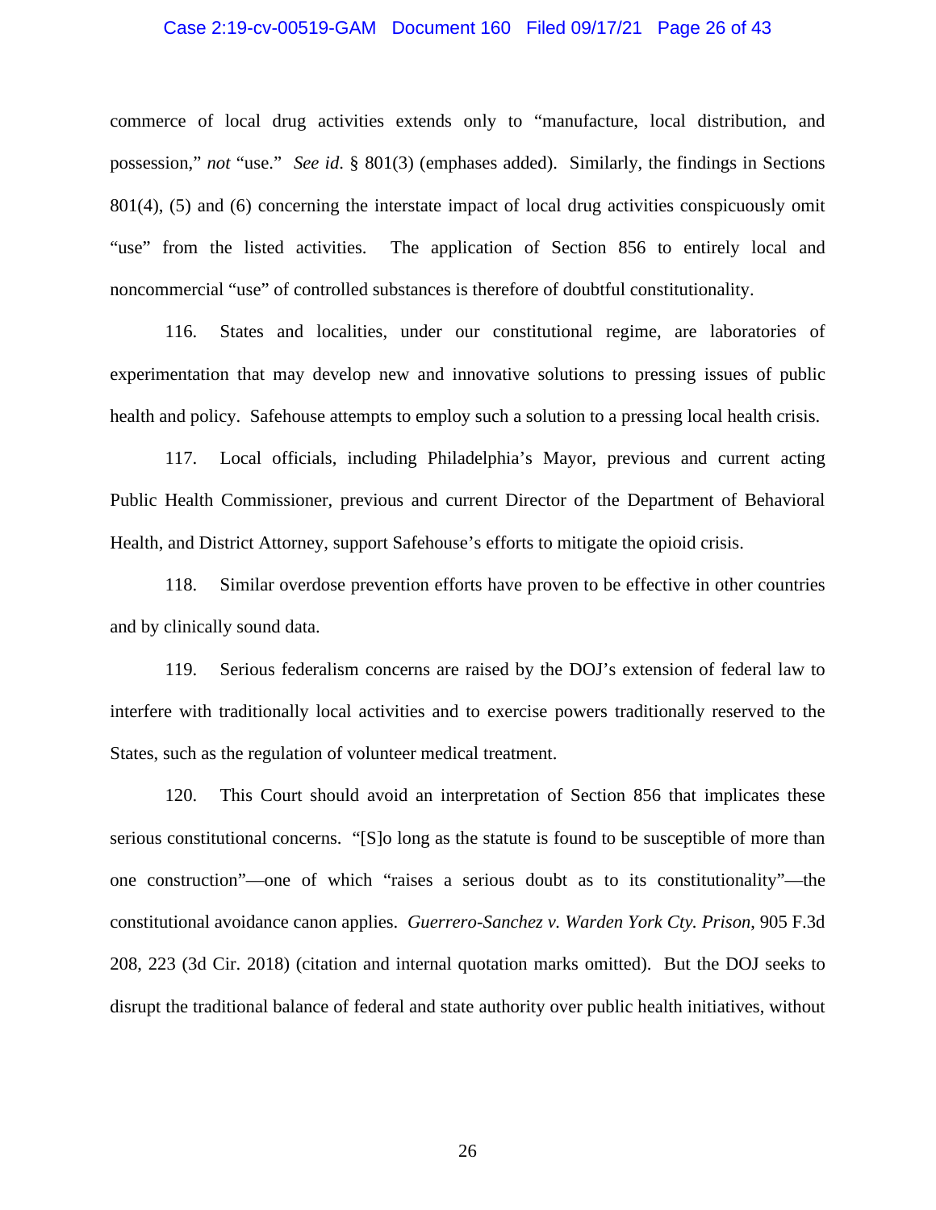commerce of local drug activities extends only to "manufacture, local distribution, and possession," *not* "use." *See id.* § 801(3) (emphases added). Similarly, the findings in Sections 801(4), (5) and (6) concerning the interstate impact of local drug activities conspicuously omit "use" from the listed activities. The application of Section 856 to entirely local and noncommercial "use" of controlled substances is therefore of doubtful constitutionality.

116. States and localities, under our constitutional regime, are laboratories of experimentation that may develop new and innovative solutions to pressing issues of public health and policy. Safehouse attempts to employ such a solution to a pressing local health crisis.

117. Local officials, including Philadelphia's Mayor, previous and current acting Public Health Commissioner, previous and current Director of the Department of Behavioral Health, and District Attorney, support Safehouse's efforts to mitigate the opioid crisis.

118. Similar overdose prevention efforts have proven to be effective in other countries and by clinically sound data.

119. Serious federalism concerns are raised by the DOJ's extension of federal law to interfere with traditionally local activities and to exercise powers traditionally reserved to the States, such as the regulation of volunteer medical treatment.

120. This Court should avoid an interpretation of Section 856 that implicates these serious constitutional concerns. "[S]o long as the statute is found to be susceptible of more than one construction"—one of which "raises a serious doubt as to its constitutionality"—the constitutional avoidance canon applies. *Guerrero-Sanchez v. Warden York Cty. Prison*, 905 F.3d 208, 223 (3d Cir. 2018) (citation and internal quotation marks omitted). But the DOJ seeks to disrupt the traditional balance of federal and state authority over public health initiatives, without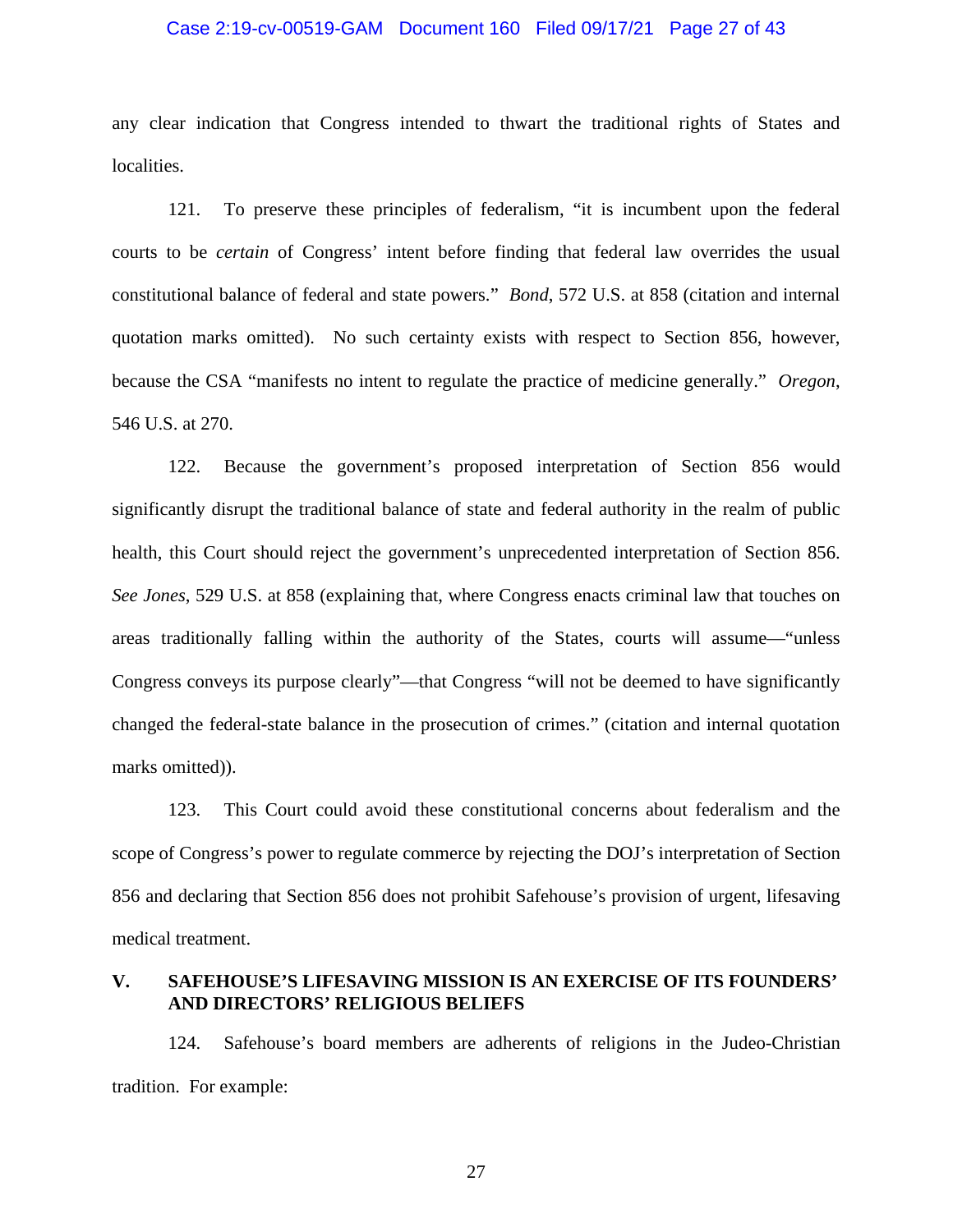any clear indication that Congress intended to thwart the traditional rights of States and localities.

121. To preserve these principles of federalism, "it is incumbent upon the federal courts to be *certain* of Congress' intent before finding that federal law overrides the usual constitutional balance of federal and state powers." *Bond*, 572 U.S. at 858 (citation and internal quotation marks omitted). No such certainty exists with respect to Section 856, however, because the CSA "manifests no intent to regulate the practice of medicine generally." *Oregon*, 546 U.S. at 270.

122. Because the government's proposed interpretation of Section 856 would significantly disrupt the traditional balance of state and federal authority in the realm of public health, this Court should reject the government's unprecedented interpretation of Section 856. *See Jones*, 529 U.S. at 858 (explaining that, where Congress enacts criminal law that touches on areas traditionally falling within the authority of the States, courts will assume—"unless Congress conveys its purpose clearly"—that Congress "will not be deemed to have significantly changed the federal-state balance in the prosecution of crimes." (citation and internal quotation marks omitted)).

123. This Court could avoid these constitutional concerns about federalism and the scope of Congress's power to regulate commerce by rejecting the DOJ's interpretation of Section 856 and declaring that Section 856 does not prohibit Safehouse's provision of urgent, lifesaving medical treatment.

## V. SAFEHOUSE'S LIFESAVING MISSION IS AN EXERCISE OF ITS FOUNDERS' AND DIRECTORS' RELIGIOUS BELIEFS

124. Safehouse's board members are adherents of religions in the Judeo-Christian tradition. For example: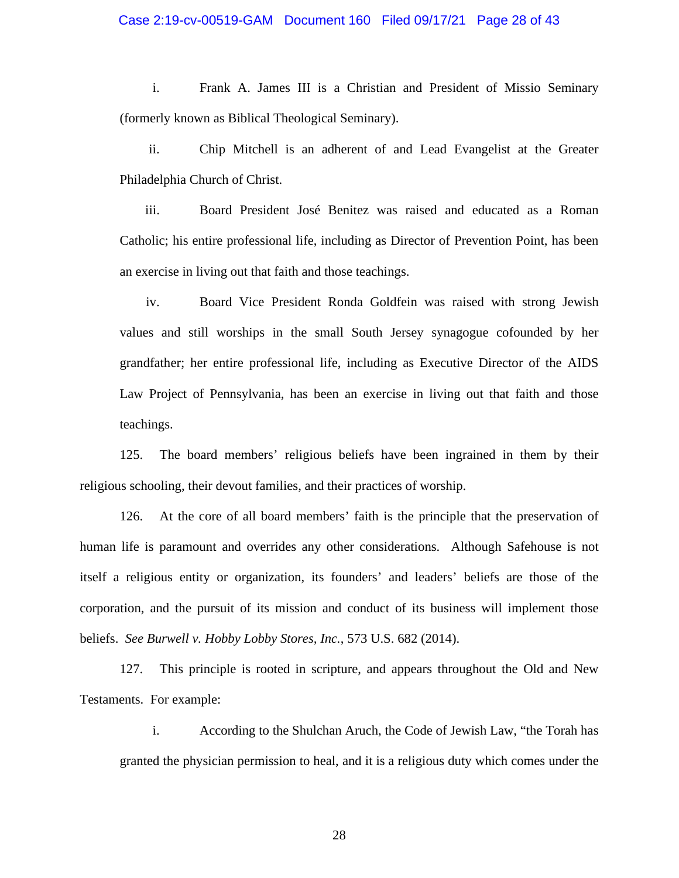i. Frank A. James III is a Christian and President of Missio Seminary (formerly known as Biblical Theological Seminary).

ii. Chip Mitchell is an adherent of and Lead Evangelist at the Greater Philadelphia Church of Christ.

iii. Board President José Benitez was raised and educated as a Roman Catholic; his entire professional life, including as Director of Prevention Point, has been an exercise in living out that faith and those teachings.

iv. Board Vice President Ronda Goldfein was raised with strong Jewish values and still worships in the small South Jersey synagogue cofounded by her grandfather; her entire professional life, including as Executive Director of the AIDS Law Project of Pennsylvania, has been an exercise in living out that faith and those teachings.

125. The board members' religious beliefs have been ingrained in them by their religious schooling, their devout families, and their practices of worship.

126. At the core of all board members' faith is the principle that the preservation of human life is paramount and overrides any other considerations. Although Safehouse is not itself a religious entity or organization, its founders' and leaders' beliefs are those of the corporation, and the pursuit of its mission and conduct of its business will implement those beliefs. *See Burwell v. Hobby Lobby Stores, Inc.*, 573 U.S. 682 (2014).

127. This principle is rooted in scripture, and appears throughout the Old and New Testaments. For example:

i. According to the Shulchan Aruch, the Code of Jewish Law, "the Torah has granted the physician permission to heal, and it is a religious duty which comes under the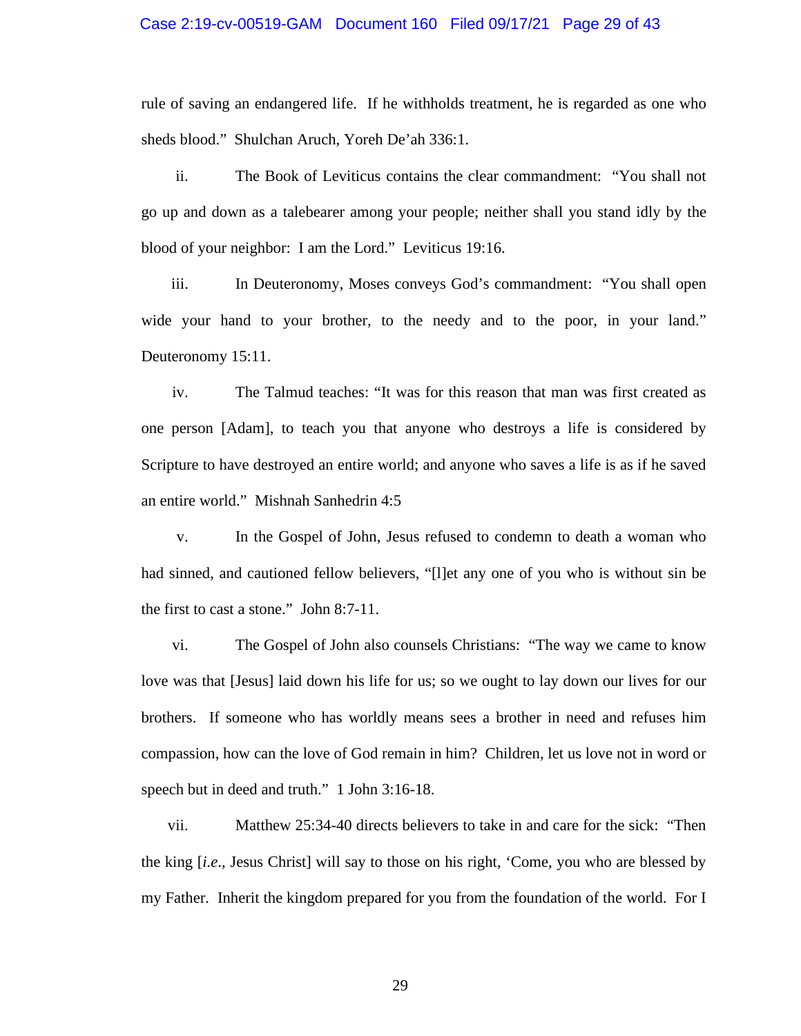rule of saving an endangered life. If he withholds treatment, he is regarded as one who sheds blood." Shulchan Aruch, Yoreh De'ah 336:1.

ii. The Book of Leviticus contains the clear commandment: "You shall not go up and down as a talebearer among your people; neither shall you stand idly by the blood of your neighbor: I am the Lord." Leviticus 19:16.

iii. In Deuteronomy, Moses conveys God's commandment: "You shall open wide your hand to your brother, to the needy and to the poor, in your land." Deuteronomy 15:11.

iv. The Talmud teaches: "It was for this reason that man was first created as one person [Adam], to teach you that anyone who destroys a life is considered by Scripture to have destroyed an entire world; and anyone who saves a life is as if he saved an entire world." Mishnah Sanhedrin 4:5

v. In the Gospel of John, Jesus refused to condemn to death a woman who had sinned, and cautioned fellow believers, "[l]et any one of you who is without sin be the first to cast a stone." John 8:7-11.

vi. The Gospel of John also counsels Christians: "The way we came to know love was that [Jesus] laid down his life for us; so we ought to lay down our lives for our brothers. If someone who has worldly means sees a brother in need and refuses him compassion, how can the love of God remain in him? Children, let us love not in word or speech but in deed and truth." 1 John 3:16-18.

vii. Matthew 25:34-40 directs believers to take in and care for the sick: "Then the king [*i.e.*, Jesus Christ] will say to those on his right, 'Come, you who are blessed by my Father. Inherit the kingdom prepared for you from the foundation of the world. For I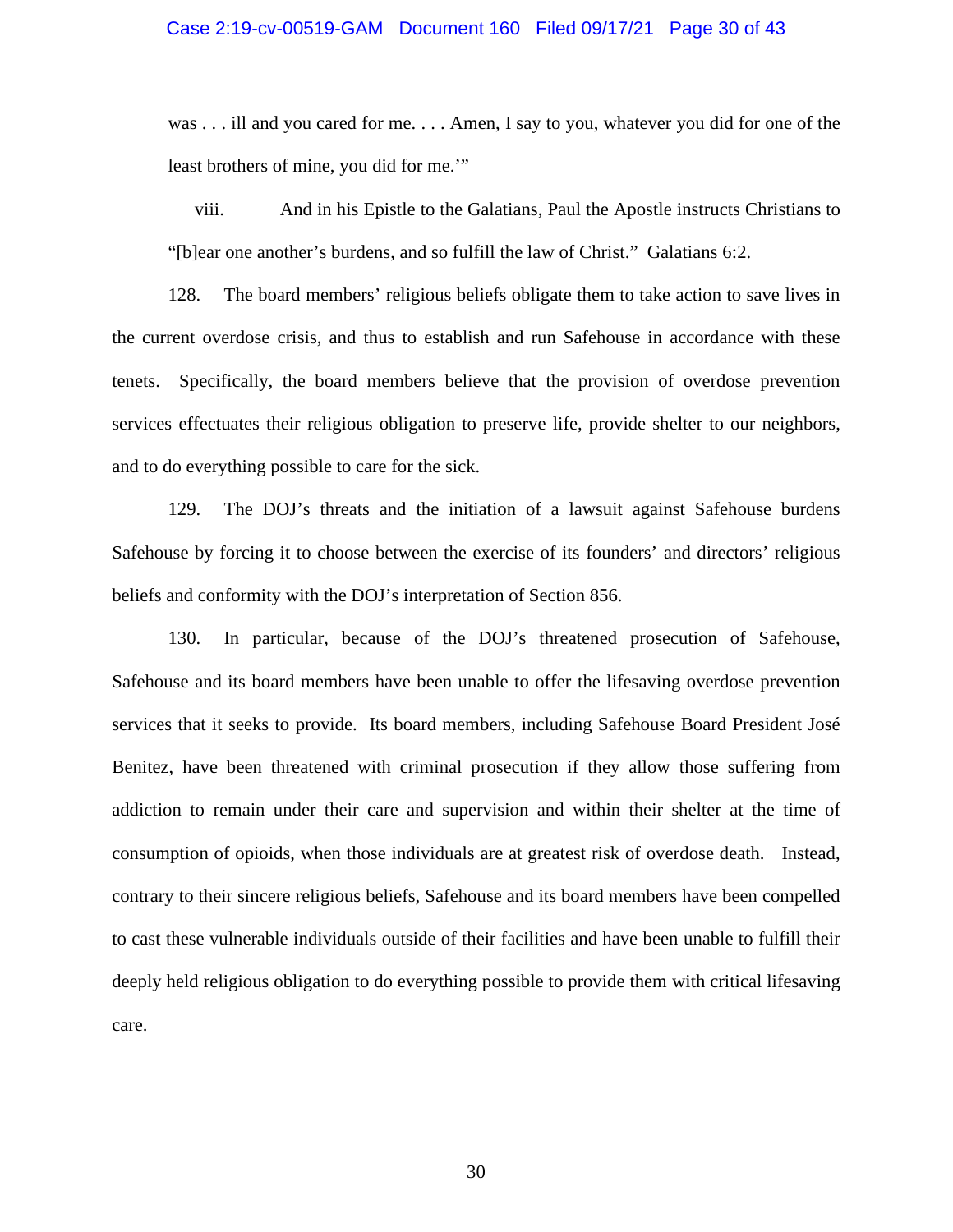was . . . ill and you cared for me. . . . Amen, I say to you, whatever you did for one of the least brothers of mine, you did for me.'"

viii. And in his Epistle to the Galatians, Paul the Apostle instructs Christians to "[b]ear one another's burdens, and so fulfill the law of Christ." Galatians 6:2.

128. The board members' religious beliefs obligate them to take action to save lives in the current overdose crisis, and thus to establish and run Safehouse in accordance with these tenets. Specifically, the board members believe that the provision of overdose prevention services effectuates their religious obligation to preserve life, provide shelter to our neighbors, and to do everything possible to care for the sick.

129. The DOJ's threats and the initiation of a lawsuit against Safehouse burdens Safehouse by forcing it to choose between the exercise of its founders' and directors' religious beliefs and conformity with the DOJ's interpretation of Section 856.

130. In particular, because of the DOJ's threatened prosecution of Safehouse, Safehouse and its board members have been unable to offer the lifesaving overdose prevention services that it seeks to provide. Its board members, including Safehouse Board President José Benitez, have been threatened with criminal prosecution if they allow those suffering from addiction to remain under their care and supervision and within their shelter at the time of consumption of opioids, when those individuals are at greatest risk of overdose death. Instead, contrary to their sincere religious beliefs, Safehouse and its board members have been compelled to cast these vulnerable individuals outside of their facilities and have been unable to fulfill their deeply held religious obligation to do everything possible to provide them with critical lifesaving care.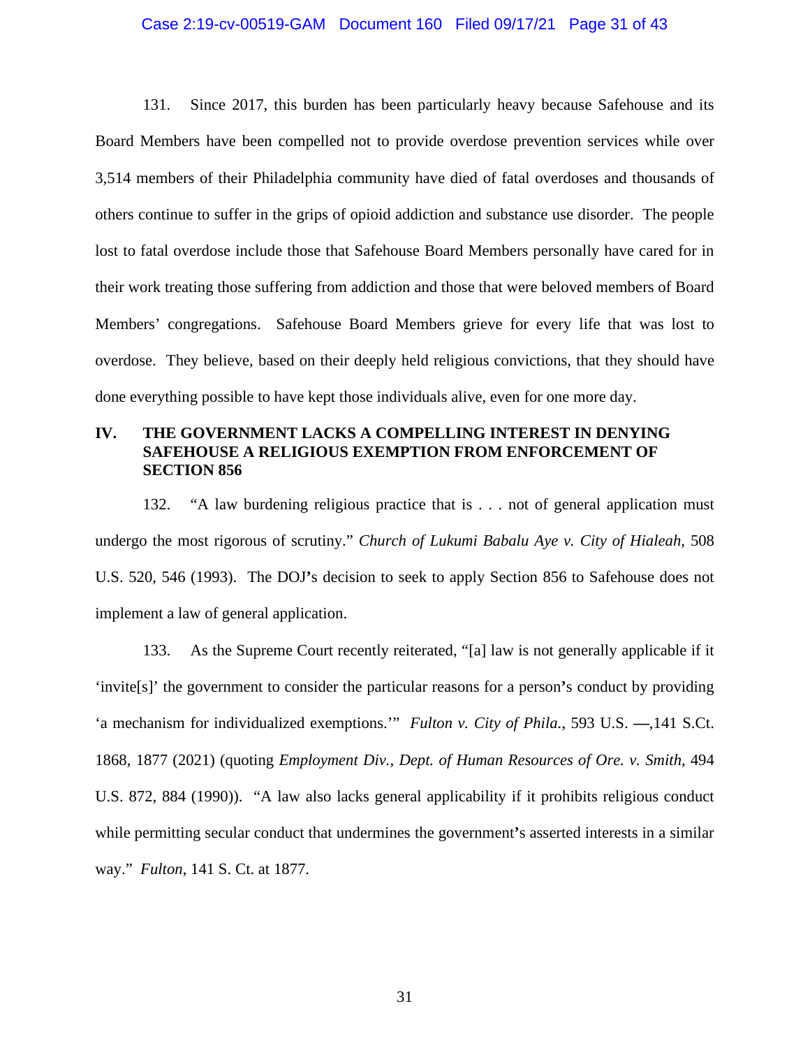131. Since 2017, this burden has been particularly heavy because Safehouse and its Board Members have been compelled not to provide overdose prevention services while over 3,514 members of their Philadelphia community have died of fatal overdoses and thousands of others continue to suffer in the grips of opioid addiction and substance use disorder. The people lost to fatal overdose include those that Safehouse Board Members personally have cared for in their work treating those suffering from addiction and those that were beloved members of Board Members' congregations. Safehouse Board Members grieve for every life that was lost to overdose. They believe, based on their deeply held religious convictions, that they should have done everything possible to have kept those individuals alive, even for one more day.

## IV. THE GOVERNMENT LACKS A COMPELLING INTEREST IN DENYING SAFEHOUSE A RELIGIOUS EXEMPTION FROM ENFORCEMENT OF SECTION 856

132. "A law burdening religious practice that is . . . not of general application must undergo the most rigorous of scrutiny." *Church of Lukumi Babalu Aye v. City of Hialeah*, 508 U.S. 520, 546 (1993). The DOJ's decision to seek to apply Section 856 to Safehouse does not implement a law of general application.

133. As the Supreme Court recently reiterated, "[a] law is not generally applicable if it 'invite[s]' the government to consider the particular reasons for a person's conduct by providing 'a mechanism for individualized exemptions.'" *Fulton v. City of Phila.*, 593 U.S. —,141 S.Ct. 1868, 1877 (2021) (quoting *Employment Div., Dept. of Human Resources of Ore. v. Smith*, 494 U.S. 872, 884 (1990)). "A law also lacks general applicability if it prohibits religious conduct while permitting secular conduct that undermines the government's asserted interests in a similar way." *Fulton*, 141 S. Ct. at 1877.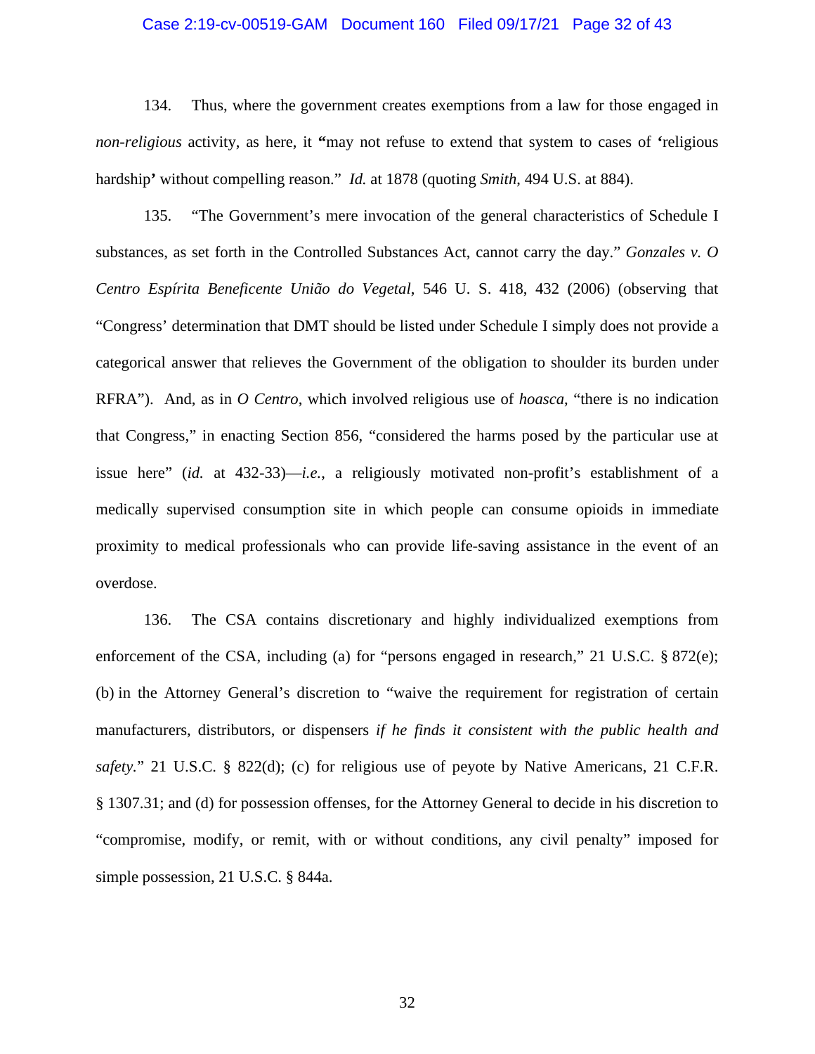134. Thus, where the government creates exemptions from a law for those engaged in *non-religious* activity, as here, it **"**may not refuse to extend that system to cases of **'**religious hardship**'** without compelling reason." *Id.* at 1878 (quoting *Smith*, 494 U.S. at 884).

135. "The Government's mere invocation of the general characteristics of Schedule I substances, as set forth in the Controlled Substances Act, cannot carry the day." *Gonzales v. O Centro Espírita Beneficente União do Vegetal*, 546 U. S. 418, 432 (2006) (observing that "Congress' determination that DMT should be listed under Schedule I simply does not provide a categorical answer that relieves the Government of the obligation to shoulder its burden under RFRA"). And, as in *O Centro*, which involved religious use of *hoasca*, "there is no indication that Congress," in enacting Section 856, "considered the harms posed by the particular use at issue here" (*id.* at 432-33)—*i.e.*, a religiously motivated non-profit's establishment of a medically supervised consumption site in which people can consume opioids in immediate proximity to medical professionals who can provide life-saving assistance in the event of an overdose.

136. The CSA contains discretionary and highly individualized exemptions from enforcement of the CSA, including (a) for "persons engaged in research," 21 U.S.C. § 872(e); (b) in the Attorney General's discretion to "waive the requirement for registration of certain manufacturers, distributors, or dispensers *if he finds it consistent with the public health and safety*." 21 U.S.C. § 822(d); (c) for religious use of peyote by Native Americans, 21 C.F.R. § 1307.31; and (d) for possession offenses, for the Attorney General to decide in his discretion to "compromise, modify, or remit, with or without conditions, any civil penalty" imposed for simple possession, 21 U.S.C. § 844a.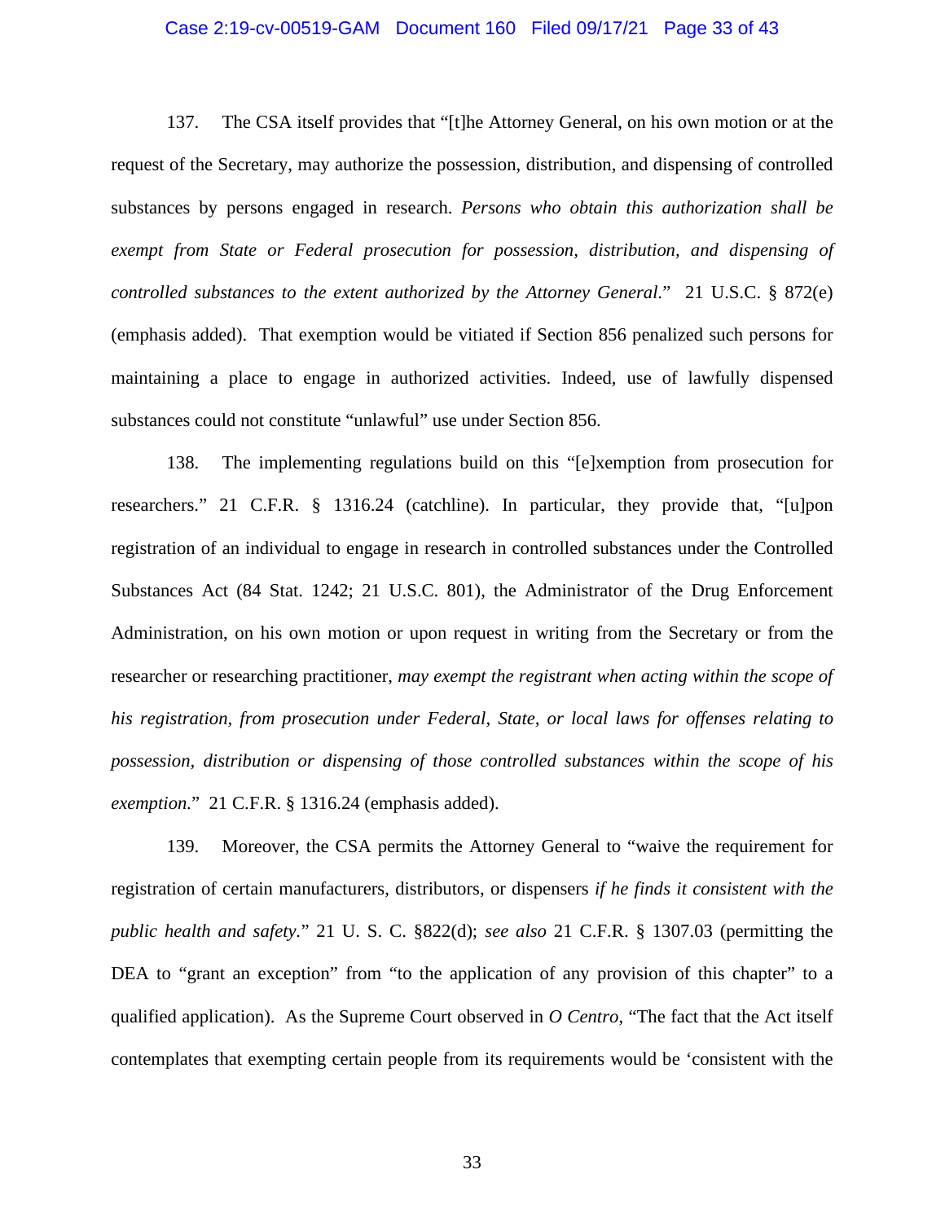137. The CSA itself provides that "[t]he Attorney General, on his own motion or at the request of the Secretary, may authorize the possession, distribution, and dispensing of controlled substances by persons engaged in research. *Persons who obtain this authorization shall be exempt from State or Federal prosecution for possession, distribution, and dispensing of controlled substances to the extent authorized by the Attorney General.*" 21 U.S.C. § 872(e) (emphasis added). That exemption would be vitiated if Section 856 penalized such persons for maintaining a place to engage in authorized activities. Indeed, use of lawfully dispensed substances could not constitute "unlawful" use under Section 856.

138. The implementing regulations build on this "[e]xemption from prosecution for researchers." 21 C.F.R. § 1316.24 (catchline). In particular, they provide that, "[u]pon registration of an individual to engage in research in controlled substances under the Controlled Substances Act (84 Stat. 1242; 21 U.S.C. 801), the Administrator of the Drug Enforcement Administration, on his own motion or upon request in writing from the Secretary or from the researcher or researching practitioner, *may exempt the registrant when acting within the scope of his registration, from prosecution under Federal, State, or local laws for offenses relating to possession, distribution or dispensing of those controlled substances within the scope of his exemption.*" 21 C.F.R. § 1316.24 (emphasis added).

139. Moreover, the CSA permits the Attorney General to "waive the requirement for registration of certain manufacturers, distributors, or dispensers *if he finds it consistent with the public health and safety*." 21 U. S. C. §822(d); *see also* 21 C.F.R. § 1307.03 (permitting the DEA to "grant an exception" from "to the application of any provision of this chapter" to a qualified application). As the Supreme Court observed in *O Centro*, "The fact that the Act itself contemplates that exempting certain people from its requirements would be 'consistent with the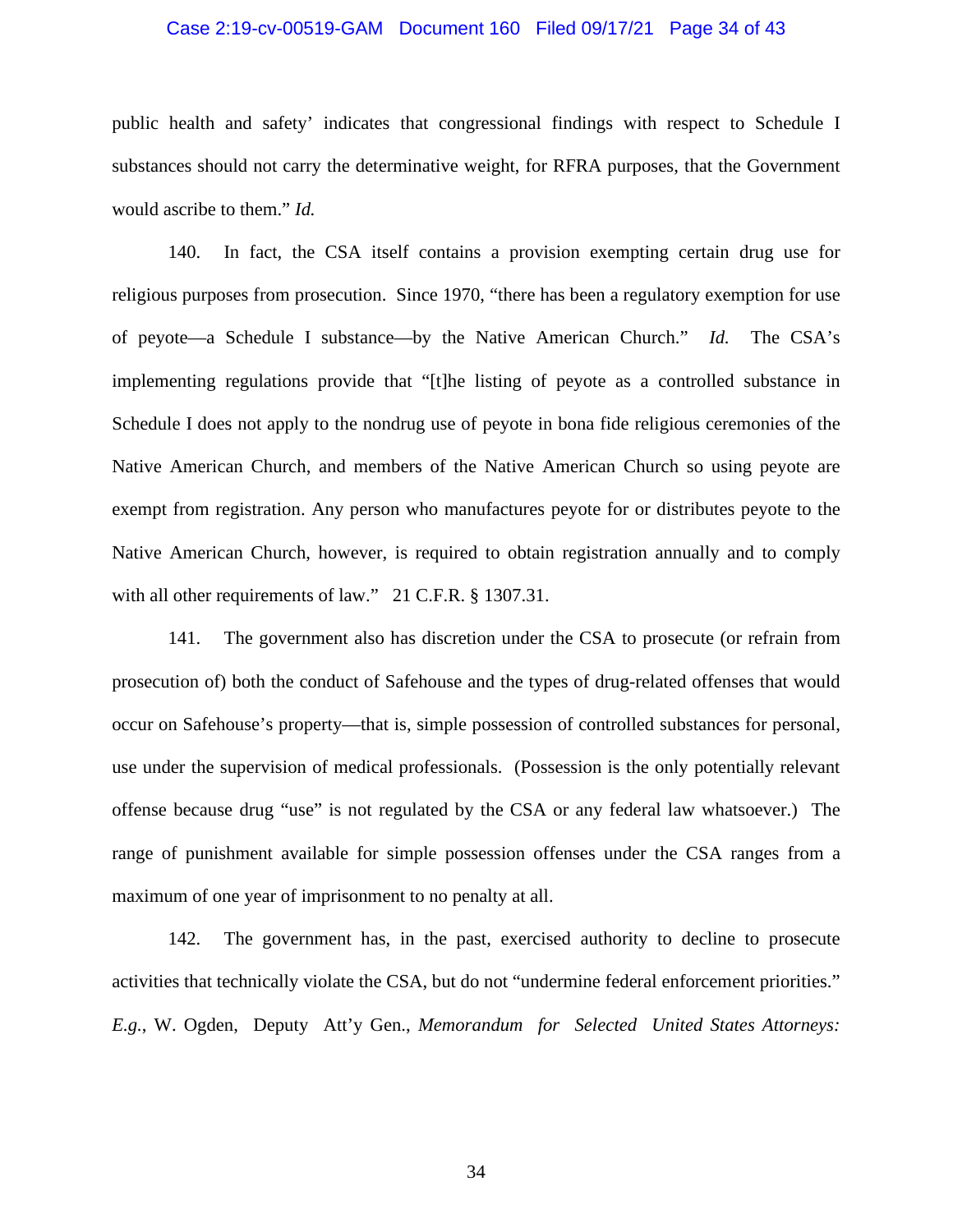public health and safety' indicates that congressional findings with respect to Schedule I substances should not carry the determinative weight, for RFRA purposes, that the Government would ascribe to them." *Id.*

140. In fact, the CSA itself contains a provision exempting certain drug use for religious purposes from prosecution. Since 1970, "there has been a regulatory exemption for use of peyote—a Schedule I substance—by the Native American Church." *Id.* The CSA's implementing regulations provide that "[t]he listing of peyote as a controlled substance in Schedule I does not apply to the nondrug use of peyote in bona fide religious ceremonies of the Native American Church, and members of the Native American Church so using peyote are exempt from registration. Any person who manufactures peyote for or distributes peyote to the Native American Church, however, is required to obtain registration annually and to comply with all other requirements of law." 21 C.F.R. § 1307.31.

141. The government also has discretion under the CSA to prosecute (or refrain from prosecution of) both the conduct of Safehouse and the types of drug-related offenses that would occur on Safehouse's property—that is, simple possession of controlled substances for personal, use under the supervision of medical professionals. (Possession is the only potentially relevant offense because drug "use" is not regulated by the CSA or any federal law whatsoever.) The range of punishment available for simple possession offenses under the CSA ranges from a maximum of one year of imprisonment to no penalty at all.

142. The government has, in the past, exercised authority to decline to prosecute activities that technically violate the CSA, but do not "undermine federal enforcement priorities." *E.g.*, W. Ogden, Deputy Att'y Gen., *Memorandum for Selected United States Attorneys:*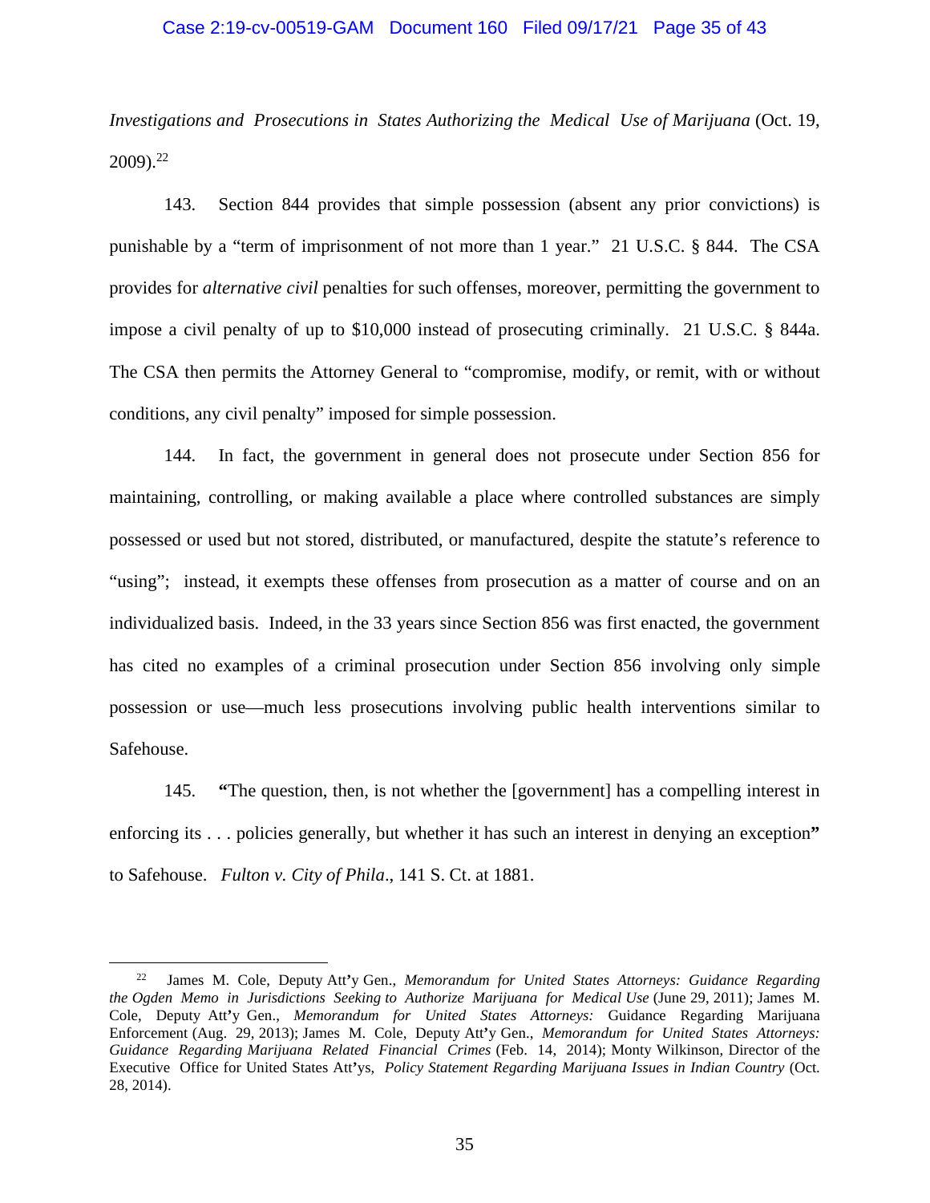*Investigations and Prosecutions in States Authorizing the Medical Use of Marijuana* (Oct. 19, 2009).[22]

143. Section 844 provides that simple possession (absent any prior convictions) is punishable by a "term of imprisonment of not more than 1 year." 21 U.S.C. § 844. The CSA provides for *alternative civil* penalties for such offenses, moreover, permitting the government to impose a civil penalty of up to $10,000 instead of prosecuting criminally. 21 U.S.C. § 844a. The CSA then permits the Attorney General to "compromise, modify, or remit, with or without conditions, any civil penalty" imposed for simple possession.

144. In fact, the government in general does not prosecute under Section 856 for maintaining, controlling, or making available a place where controlled substances are simply possessed or used but not stored, distributed, or manufactured, despite the statute's reference to "using"; instead, it exempts these offenses from prosecution as a matter of course and on an individualized basis. Indeed, in the 33 years since Section 856 was first enacted, the government has cited no examples of a criminal prosecution under Section 856 involving only simple possession or use—much less prosecutions involving public health interventions similar to Safehouse.

145. **"**The question, then, is not whether the [government] has a compelling interest in enforcing its . . . policies generally, but whether it has such an interest in denying an exception**"** to Safehouse. *Fulton v. City of Phila*., 141 S. Ct. at 1881.

---

[22] James M. Cole, Deputy Att'y Gen., *Memorandum for United States Attorneys: Guidance Regarding the Ogden Memo in Jurisdictions Seeking to Authorize Marijuana for Medical Use* (June 29, 2011); James M. Cole, Deputy Att'y Gen., *Memorandum for United States Attorneys:* Guidance Regarding Marijuana Enforcement (Aug. 29, 2013); James M. Cole, Deputy Att'y Gen., *Memorandum for United States Attorneys: Guidance Regarding Marijuana Related Financial Crimes* (Feb. 14, 2014); Monty Wilkinson, Director of the Executive Office for United States Att'ys, *Policy Statement Regarding Marijuana Issues in Indian Country* (Oct. 28, 2014).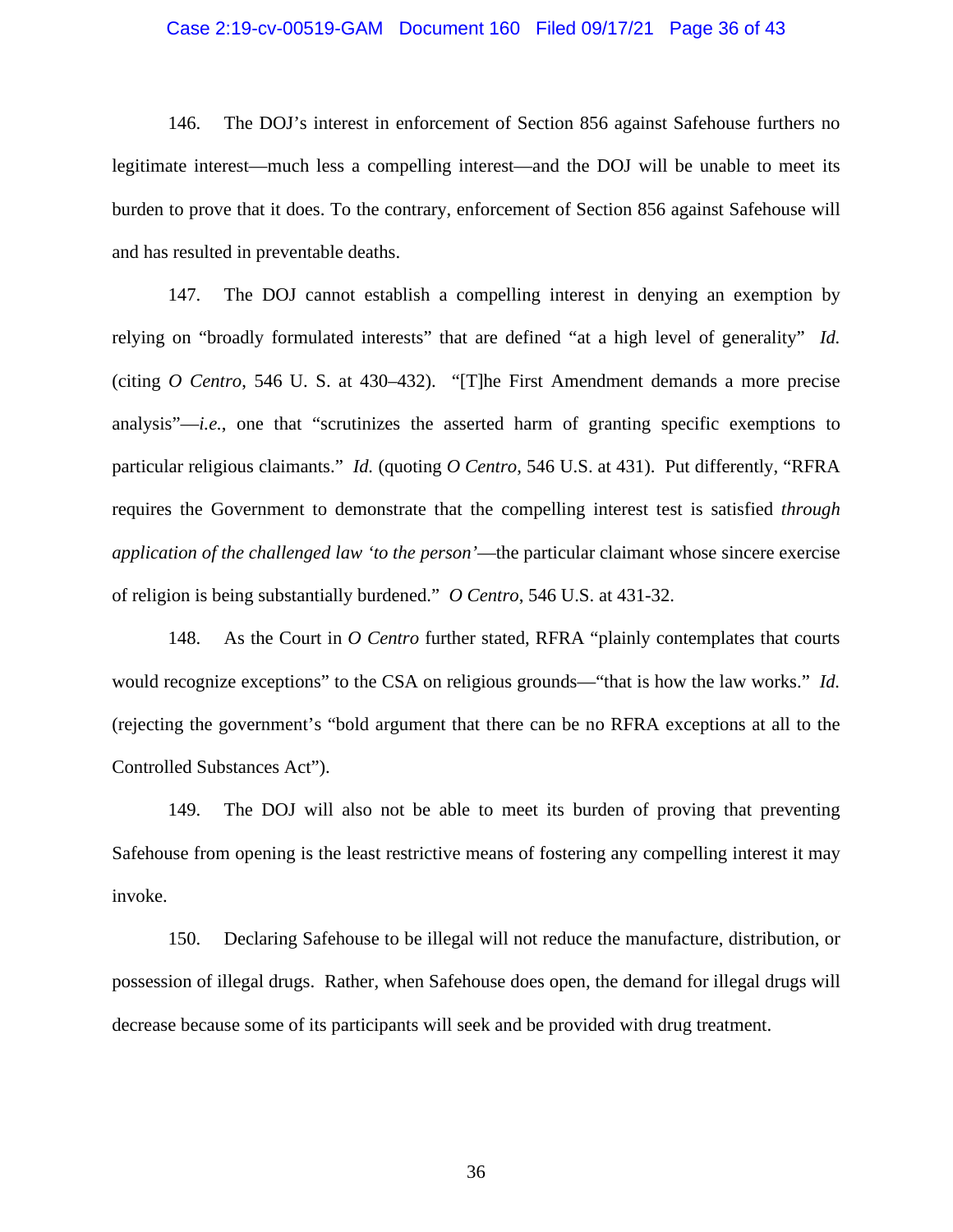146. The DOJ's interest in enforcement of Section 856 against Safehouse furthers no legitimate interest—much less a compelling interest—and the DOJ will be unable to meet its burden to prove that it does. To the contrary, enforcement of Section 856 against Safehouse will and has resulted in preventable deaths.

147. The DOJ cannot establish a compelling interest in denying an exemption by relying on "broadly formulated interests" that are defined "at a high level of generality" *Id.* (citing *O Centro*, 546 U. S. at 430–432). "[T]he First Amendment demands a more precise analysis"—*i.e.*, one that "scrutinizes the asserted harm of granting specific exemptions to particular religious claimants." *Id.* (quoting *O Centro*, 546 U.S. at 431). Put differently, "RFRA requires the Government to demonstrate that the compelling interest test is satisfied *through application of the challenged law 'to the person'*—the particular claimant whose sincere exercise of religion is being substantially burdened." *O Centro*, 546 U.S. at 431-32.

148. As the Court in *O Centro* further stated, RFRA "plainly contemplates that courts would recognize exceptions" to the CSA on religious grounds—"that is how the law works." *Id.* (rejecting the government's "bold argument that there can be no RFRA exceptions at all to the Controlled Substances Act").

149. The DOJ will also not be able to meet its burden of proving that preventing Safehouse from opening is the least restrictive means of fostering any compelling interest it may invoke.

150. Declaring Safehouse to be illegal will not reduce the manufacture, distribution, or possession of illegal drugs. Rather, when Safehouse does open, the demand for illegal drugs will decrease because some of its participants will seek and be provided with drug treatment.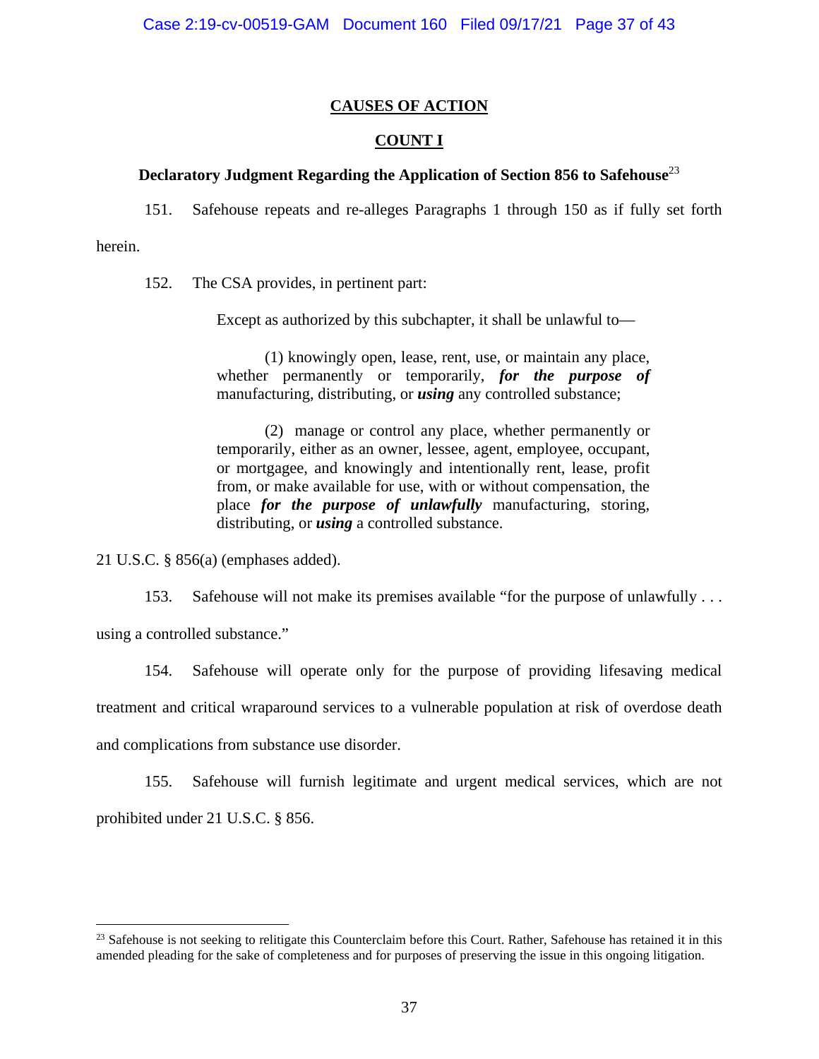## CAUSES OF ACTION

## COUNT I

### Declaratory Judgment Regarding the Application of Section 856 to Safehouse[23]

151. Safehouse repeats and re-alleges Paragraphs 1 through 150 as if fully set forth herein.

152. The CSA provides, in pertinent part:

> Except as authorized by this subchapter, it shall be unlawful to—
>
> (1) knowingly open, lease, rent, use, or maintain any place, whether permanently or temporarily, ***for the purpose of*** manufacturing, distributing, or ***using*** any controlled substance;
>
> (2) manage or control any place, whether permanently or temporarily, either as an owner, lessee, agent, employee, occupant, or mortgagee, and knowingly and intentionally rent, lease, profit from, or make available for use, with or without compensation, the place ***for the purpose of unlawfully*** manufacturing, storing, distributing, or ***using*** a controlled substance.

21 U.S.C. § 856(a) (emphases added).

153. Safehouse will not make its premises available "for the purpose of unlawfully . . . using a controlled substance."

154. Safehouse will operate only for the purpose of providing lifesaving medical treatment and critical wraparound services to a vulnerable population at risk of overdose death and complications from substance use disorder.

155. Safehouse will furnish legitimate and urgent medical services, which are not prohibited under 21 U.S.C. § 856.

---

[23] Safehouse is not seeking to relitigate this Counterclaim before this Court. Rather, Safehouse has retained it in this amended pleading for the sake of completeness and for purposes of preserving the issue in this ongoing litigation.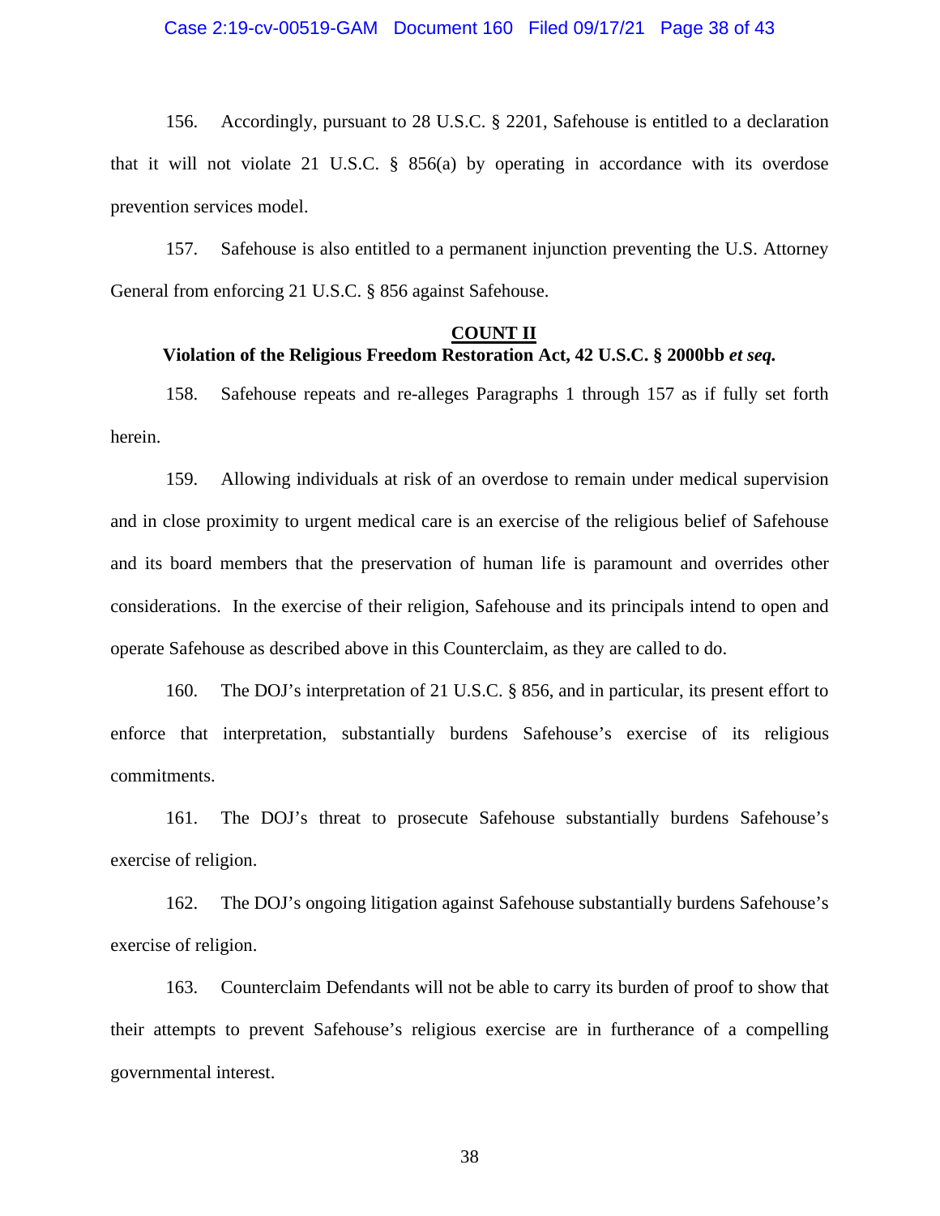156. Accordingly, pursuant to 28 U.S.C. § 2201, Safehouse is entitled to a declaration that it will not violate 21 U.S.C. § 856(a) by operating in accordance with its overdose prevention services model.

157. Safehouse is also entitled to a permanent injunction preventing the U.S. Attorney General from enforcing 21 U.S.C. § 856 against Safehouse.

## COUNT II
### Violation of the Religious Freedom Restoration Act, 42 U.S.C. § 2000bb *et seq.*

158. Safehouse repeats and re-alleges Paragraphs 1 through 157 as if fully set forth herein.

159. Allowing individuals at risk of an overdose to remain under medical supervision and in close proximity to urgent medical care is an exercise of the religious belief of Safehouse and its board members that the preservation of human life is paramount and overrides other considerations. In the exercise of their religion, Safehouse and its principals intend to open and operate Safehouse as described above in this Counterclaim, as they are called to do.

160. The DOJ's interpretation of 21 U.S.C. § 856, and in particular, its present effort to enforce that interpretation, substantially burdens Safehouse's exercise of its religious commitments.

161. The DOJ's threat to prosecute Safehouse substantially burdens Safehouse's exercise of religion.

162. The DOJ's ongoing litigation against Safehouse substantially burdens Safehouse's exercise of religion.

163. Counterclaim Defendants will not be able to carry its burden of proof to show that their attempts to prevent Safehouse's religious exercise are in furtherance of a compelling governmental interest.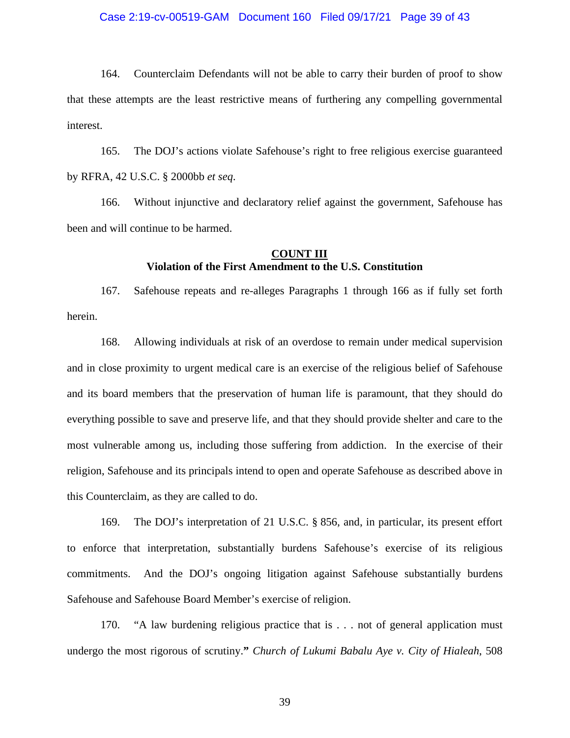164. Counterclaim Defendants will not be able to carry their burden of proof to show that these attempts are the least restrictive means of furthering any compelling governmental interest.

165. The DOJ's actions violate Safehouse's right to free religious exercise guaranteed by RFRA, 42 U.S.C. § 2000bb *et seq*.

166. Without injunctive and declaratory relief against the government, Safehouse has been and will continue to be harmed.

**COUNT III**
**Violation of the First Amendment to the U.S. Constitution**

167. Safehouse repeats and re-alleges Paragraphs 1 through 166 as if fully set forth herein.

168. Allowing individuals at risk of an overdose to remain under medical supervision and in close proximity to urgent medical care is an exercise of the religious belief of Safehouse and its board members that the preservation of human life is paramount, that they should do everything possible to save and preserve life, and that they should provide shelter and care to the most vulnerable among us, including those suffering from addiction. In the exercise of their religion, Safehouse and its principals intend to open and operate Safehouse as described above in this Counterclaim, as they are called to do.

169. The DOJ's interpretation of 21 U.S.C. § 856, and, in particular, its present effort to enforce that interpretation, substantially burdens Safehouse's exercise of its religious commitments. And the DOJ's ongoing litigation against Safehouse substantially burdens Safehouse and Safehouse Board Member's exercise of religion.

170. "A law burdening religious practice that is . . . not of general application must undergo the most rigorous of scrutiny." *Church of Lukumi Babalu Aye v. City of Hialeah*, 508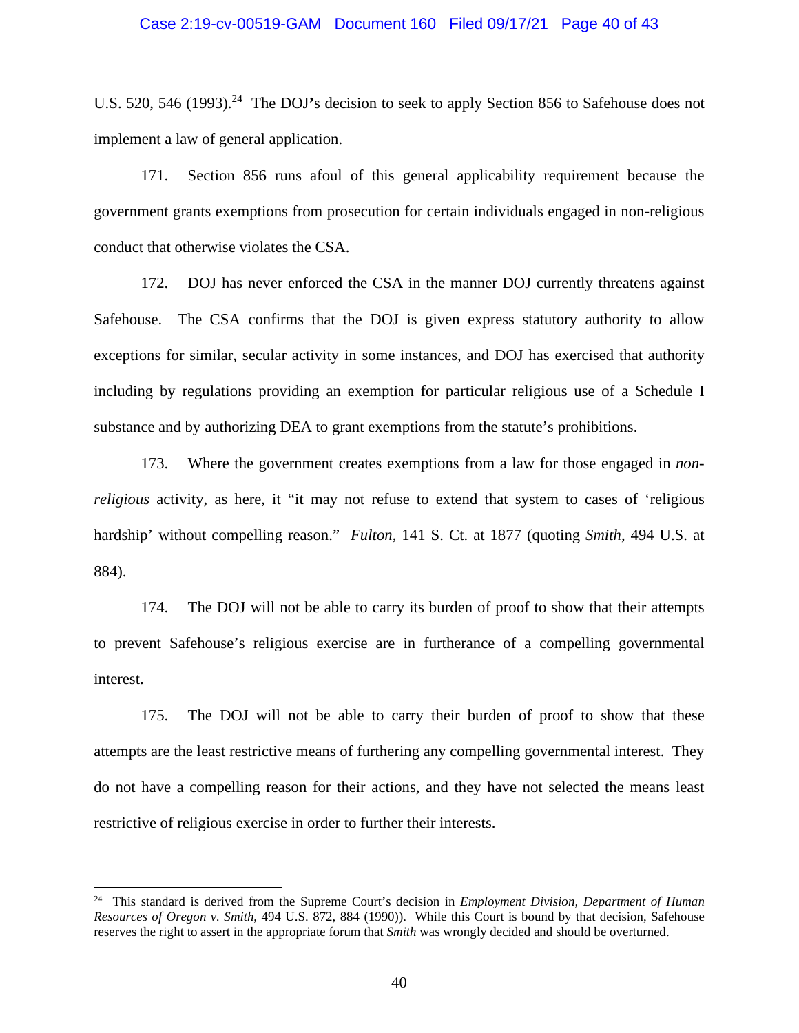U.S. 520, 546 (1993).[24] The DOJ's decision to seek to apply Section 856 to Safehouse does not implement a law of general application.

171. Section 856 runs afoul of this general applicability requirement because the government grants exemptions from prosecution for certain individuals engaged in non-religious conduct that otherwise violates the CSA.

172. DOJ has never enforced the CSA in the manner DOJ currently threatens against Safehouse. The CSA confirms that the DOJ is given express statutory authority to allow exceptions for similar, secular activity in some instances, and DOJ has exercised that authority including by regulations providing an exemption for particular religious use of a Schedule I substance and by authorizing DEA to grant exemptions from the statute's prohibitions.

173. Where the government creates exemptions from a law for those engaged in *non-religious* activity, as here, it "it may not refuse to extend that system to cases of 'religious hardship' without compelling reason." *Fulton*, 141 S. Ct. at 1877 (quoting *Smith*, 494 U.S. at 884).

174. The DOJ will not be able to carry its burden of proof to show that their attempts to prevent Safehouse's religious exercise are in furtherance of a compelling governmental interest.

175. The DOJ will not be able to carry their burden of proof to show that these attempts are the least restrictive means of furthering any compelling governmental interest. They do not have a compelling reason for their actions, and they have not selected the means least restrictive of religious exercise in order to further their interests.

---

[24] This standard is derived from the Supreme Court's decision in *Employment Division, Department of Human Resources of Oregon v. Smith*, 494 U.S. 872, 884 (1990)). While this Court is bound by that decision, Safehouse reserves the right to assert in the appropriate forum that *Smith* was wrongly decided and should be overturned.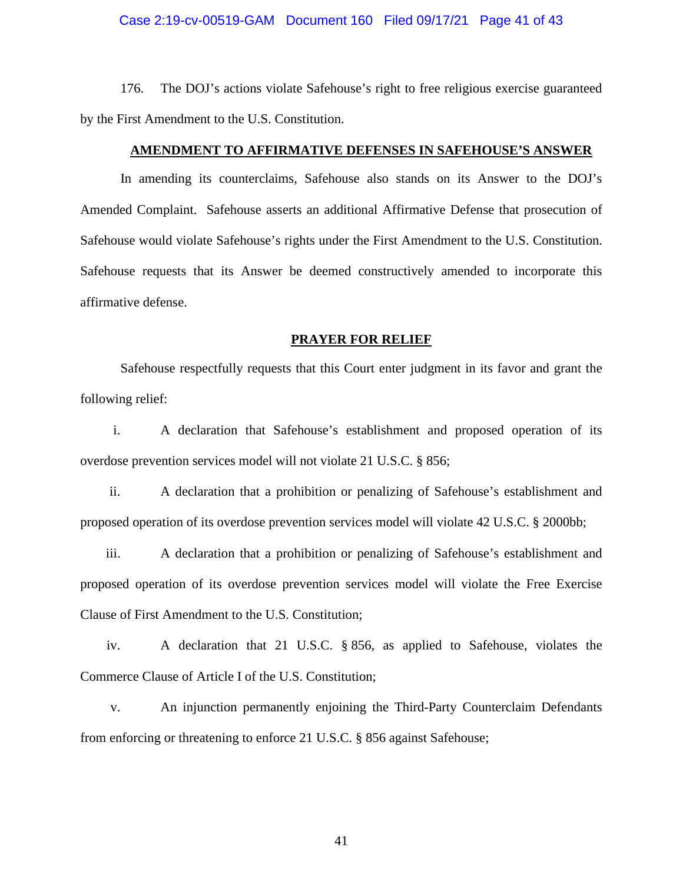176. The DOJ's actions violate Safehouse's right to free religious exercise guaranteed by the First Amendment to the U.S. Constitution.

## AMENDMENT TO AFFIRMATIVE DEFENSES IN SAFEHOUSE'S ANSWER

In amending its counterclaims, Safehouse also stands on its Answer to the DOJ's Amended Complaint. Safehouse asserts an additional Affirmative Defense that prosecution of Safehouse would violate Safehouse's rights under the First Amendment to the U.S. Constitution. Safehouse requests that its Answer be deemed constructively amended to incorporate this affirmative defense.

## PRAYER FOR RELIEF

Safehouse respectfully requests that this Court enter judgment in its favor and grant the following relief:

i. A declaration that Safehouse's establishment and proposed operation of its overdose prevention services model will not violate 21 U.S.C. § 856;

ii. A declaration that a prohibition or penalizing of Safehouse's establishment and proposed operation of its overdose prevention services model will violate 42 U.S.C. § 2000bb;

iii. A declaration that a prohibition or penalizing of Safehouse's establishment and proposed operation of its overdose prevention services model will violate the Free Exercise Clause of First Amendment to the U.S. Constitution;

iv. A declaration that 21 U.S.C. § 856, as applied to Safehouse, violates the Commerce Clause of Article I of the U.S. Constitution;

v. An injunction permanently enjoining the Third-Party Counterclaim Defendants from enforcing or threatening to enforce 21 U.S.C. § 856 against Safehouse;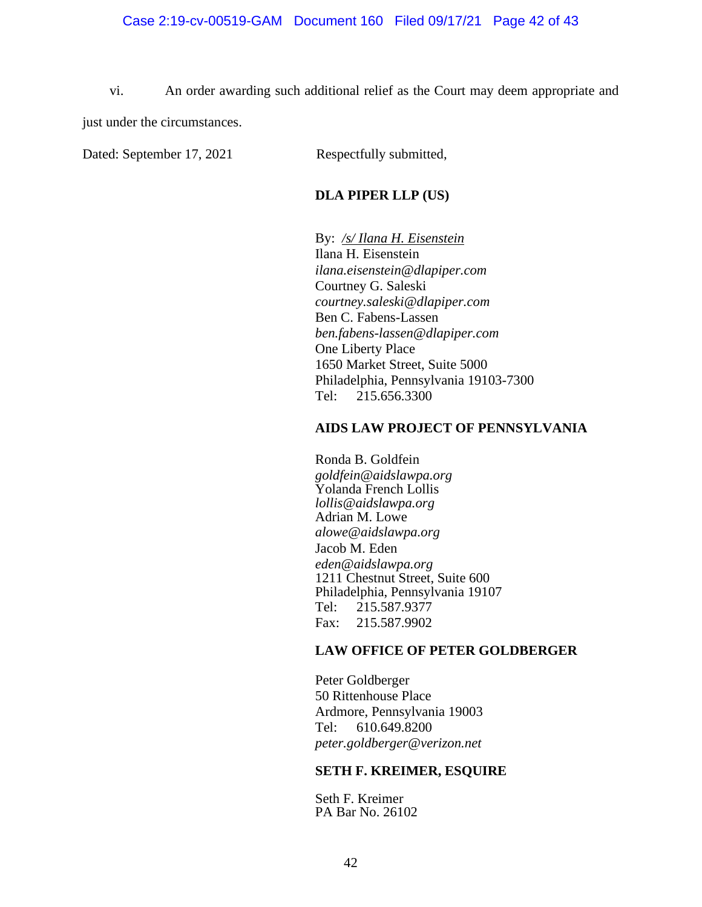vi. An order awarding such additional relief as the Court may deem appropriate and just under the circumstances.

Dated: September 17, 2021

Respectfully submitted,

**DLA PIPER LLP (US)**

By: */s/ Ilana H. Eisenstein*
Ilana H. Eisenstein
*ilana.eisenstein@dlapiper.com*
Courtney G. Saleski
*courtney.saleski@dlapiper.com*
Ben C. Fabens-Lassen
*ben.fabens-lassen@dlapiper.com*
One Liberty Place
1650 Market Street, Suite 5000
Philadelphia, Pennsylvania 19103-7300
Tel: 215.656.3300

**AIDS LAW PROJECT OF PENNSYLVANIA**

Ronda B. Goldfein
*goldfein@aidslawpa.org*
Yolanda French Lollis
*lollis@aidslawpa.org*
Adrian M. Lowe
*alowe@aidslawpa.org*
Jacob M. Eden
*eden@aidslawpa.org*
1211 Chestnut Street, Suite 600
Philadelphia, Pennsylvania 19107
Tel: 215.587.9377
Fax: 215.587.9902

**LAW OFFICE OF PETER GOLDBERGER**

Peter Goldberger
50 Rittenhouse Place
Ardmore, Pennsylvania 19003
Tel: 610.649.8200
*peter.goldberger@verizon.net*

**SETH F. KREIMER, ESQUIRE**

Seth F. Kreimer
PA Bar No. 26102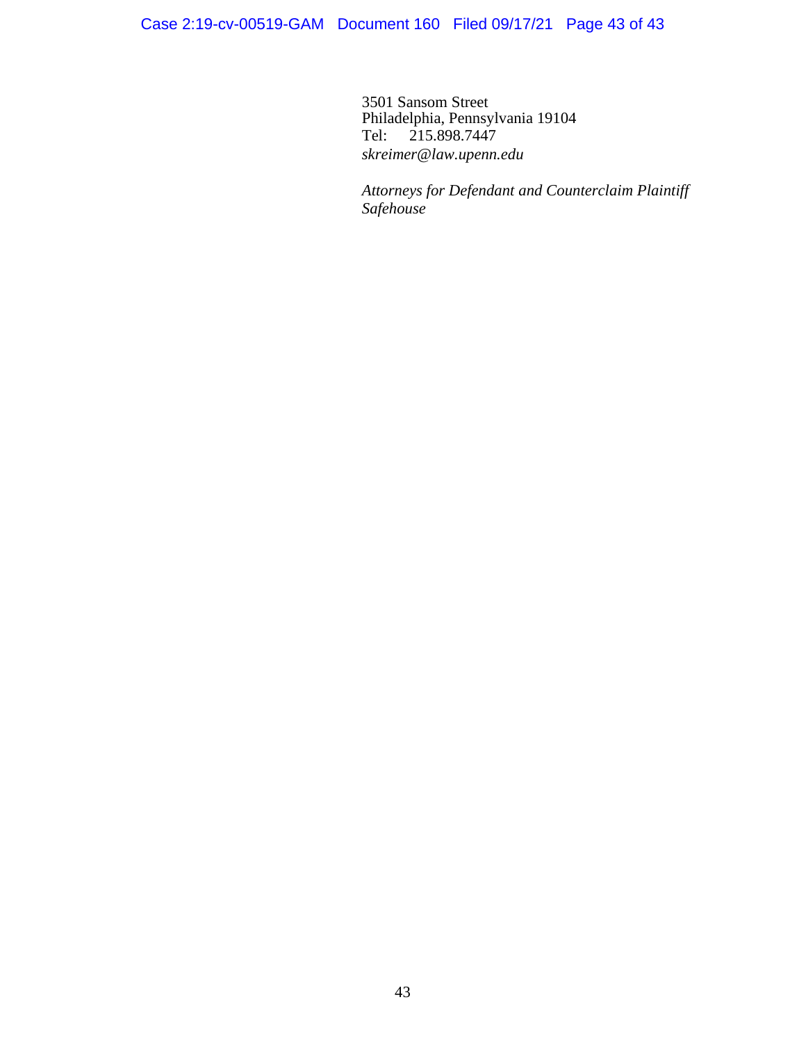3501 Sansom Street
Philadelphia, Pennsylvania 19104
Tel: 215.898.7447
*skreimer@law.upenn.edu*

*Attorneys for Defendant and Counterclaim Plaintiff Safehouse*